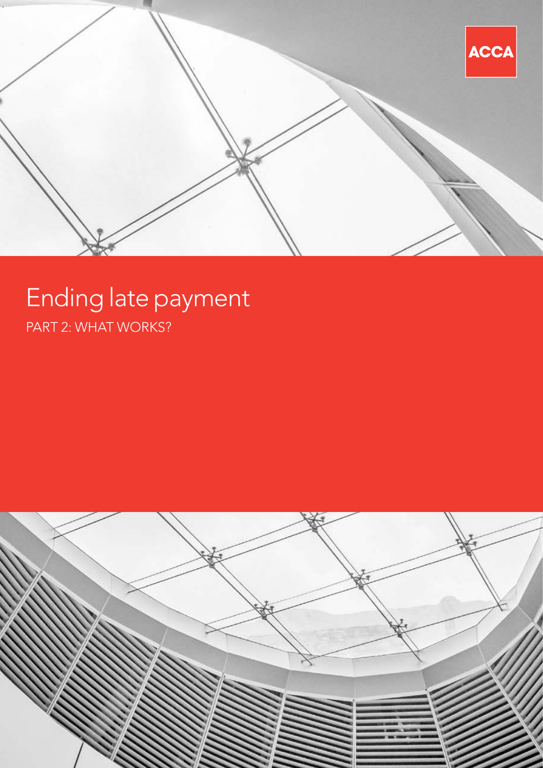ACCA

# Ending late payment

## PART 2: WHAT WORKS?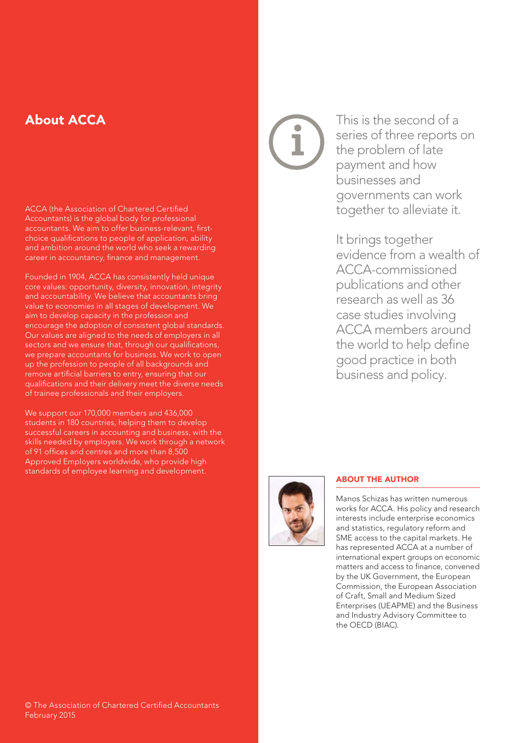## About ACCA

ACCA (the Association of Chartered Certified Accountants) is the global body for professional accountants. We aim to offer business-relevant, first-choice qualifications to people of application, ability and ambition around the world who seek a rewarding career in accountancy, finance and management.

Founded in 1904, ACCA has consistently held unique core values: opportunity, diversity, innovation, integrity and accountability. We believe that accountants bring value to economies in all stages of development. We aim to develop capacity in the profession and encourage the adoption of consistent global standards. Our values are aligned to the needs of employers in all sectors and we ensure that, through our qualifications, we prepare accountants for business. We work to open up the profession to people of all backgrounds and remove artificial barriers to entry, ensuring that our qualifications and their delivery meet the diverse needs of trainee professionals and their employers.

We support our 170,000 members and 436,000 students in 180 countries, helping them to develop successful careers in accounting and business, with the skills needed by employers. We work through a network of 91 offices and centres and more than 8,500 Approved Employers worldwide, who provide high standards of employee learning and development.

This is the second of a series of three reports on the problem of late payment and how businesses and governments can work together to alleviate it.

It brings together evidence from a wealth of ACCA-commissioned publications and other research as well as 36 case studies involving ACCA members around the world to help define good practice in both business and policy.

### ABOUT THE AUTHOR

Manos Schizas has written numerous works for ACCA. His policy and research interests include enterprise economics and statistics, regulatory reform and SME access to the capital markets. He has represented ACCA at a number of international expert groups on economic matters and access to finance, convened by the UK Government, the European Commission, the European Association of Craft, Small and Medium Sized Enterprises (UEAPME) and the Business and Industry Advisory Committee to the OECD (BIAC).

© The Association of Chartered Certified Accountants
February 2015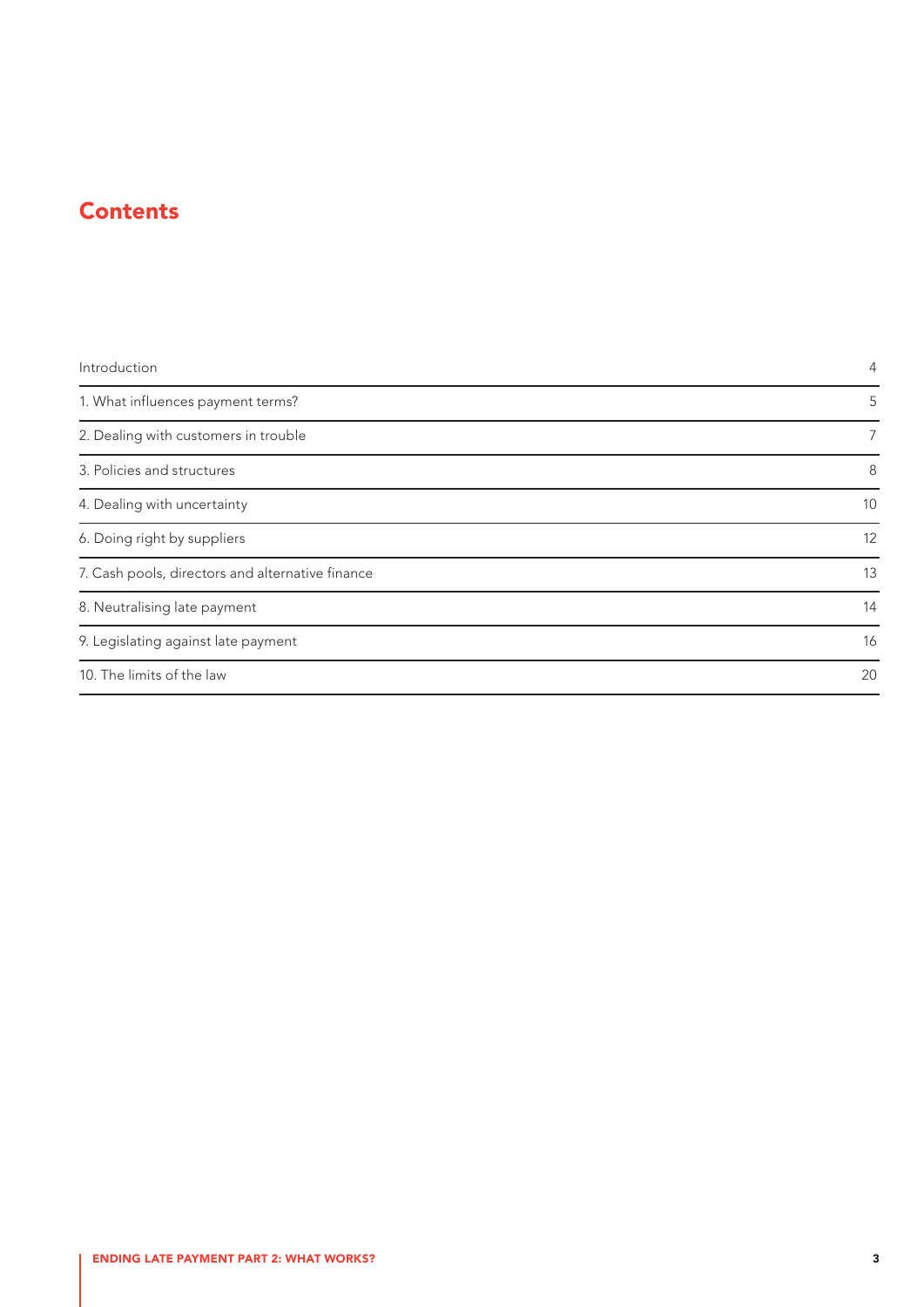# Contents

| | |
|---|---|
| Introduction | 4 |
| 1. What influences payment terms? | 5 |
| 2. Dealing with customers in trouble | 7 |
| 3. Policies and structures | 8 |
| 4. Dealing with uncertainty | 10 |
| 6. Doing right by suppliers | 12 |
| 7. Cash pools, directors and alternative finance | 13 |
| 8. Neutralising late payment | 14 |
| 9. Legislating against late payment | 16 |
| 10. The limits of the law | 20 |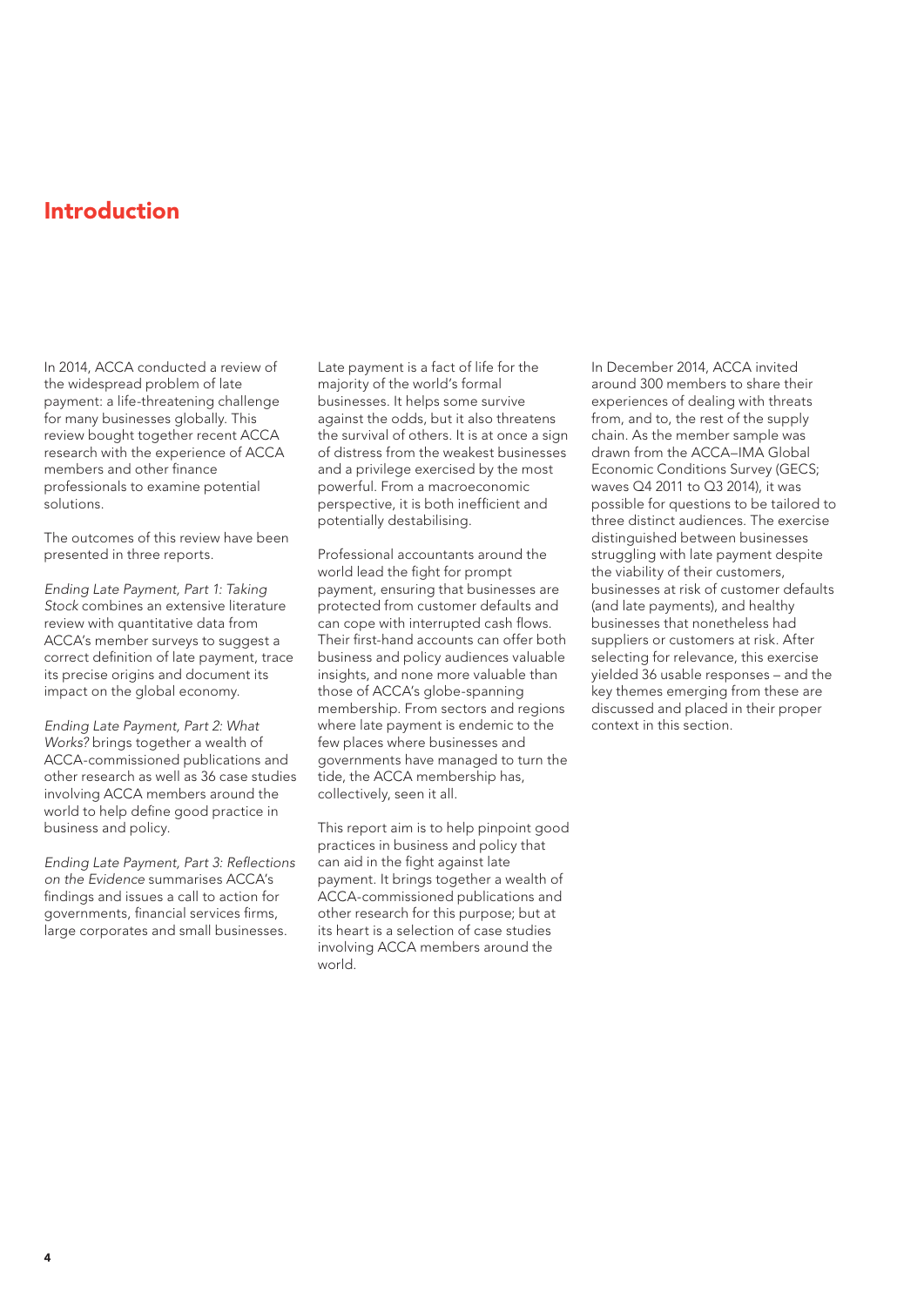# Introduction

In 2014, ACCA conducted a review of the widespread problem of late payment: a life-threatening challenge for many businesses globally. This review bought together recent ACCA research with the experience of ACCA members and other finance professionals to examine potential solutions.

The outcomes of this review have been presented in three reports.

*Ending Late Payment, Part 1: Taking Stock* combines an extensive literature review with quantitative data from ACCA's member surveys to suggest a correct definition of late payment, trace its precise origins and document its impact on the global economy.

*Ending Late Payment, Part 2: What Works?* brings together a wealth of ACCA-commissioned publications and other research as well as 36 case studies involving ACCA members around the world to help define good practice in business and policy.

*Ending Late Payment, Part 3: Reflections on the Evidence* summarises ACCA's findings and issues a call to action for governments, financial services firms, large corporates and small businesses.

Late payment is a fact of life for the majority of the world's formal businesses. It helps some survive against the odds, but it also threatens the survival of others. It is at once a sign of distress from the weakest businesses and a privilege exercised by the most powerful. From a macroeconomic perspective, it is both inefficient and potentially destabilising.

Professional accountants around the world lead the fight for prompt payment, ensuring that businesses are protected from customer defaults and can cope with interrupted cash flows. Their first-hand accounts can offer both business and policy audiences valuable insights, and none more valuable than those of ACCA's globe-spanning membership. From sectors and regions where late payment is endemic to the few places where businesses and governments have managed to turn the tide, the ACCA membership has, collectively, seen it all.

This report aim is to help pinpoint good practices in business and policy that can aid in the fight against late payment. It brings together a wealth of ACCA-commissioned publications and other research for this purpose; but at its heart is a selection of case studies involving ACCA members around the world.

In December 2014, ACCA invited around 300 members to share their experiences of dealing with threats from, and to, the rest of the supply chain. As the member sample was drawn from the ACCA–IMA Global Economic Conditions Survey (GECS; waves Q4 2011 to Q3 2014), it was possible for questions to be tailored to three distinct audiences. The exercise distinguished between businesses struggling with late payment despite the viability of their customers, businesses at risk of customer defaults (and late payments), and healthy businesses that nonetheless had suppliers or customers at risk. After selecting for relevance, this exercise yielded 36 usable responses – and the key themes emerging from these are discussed and placed in their proper context in this section.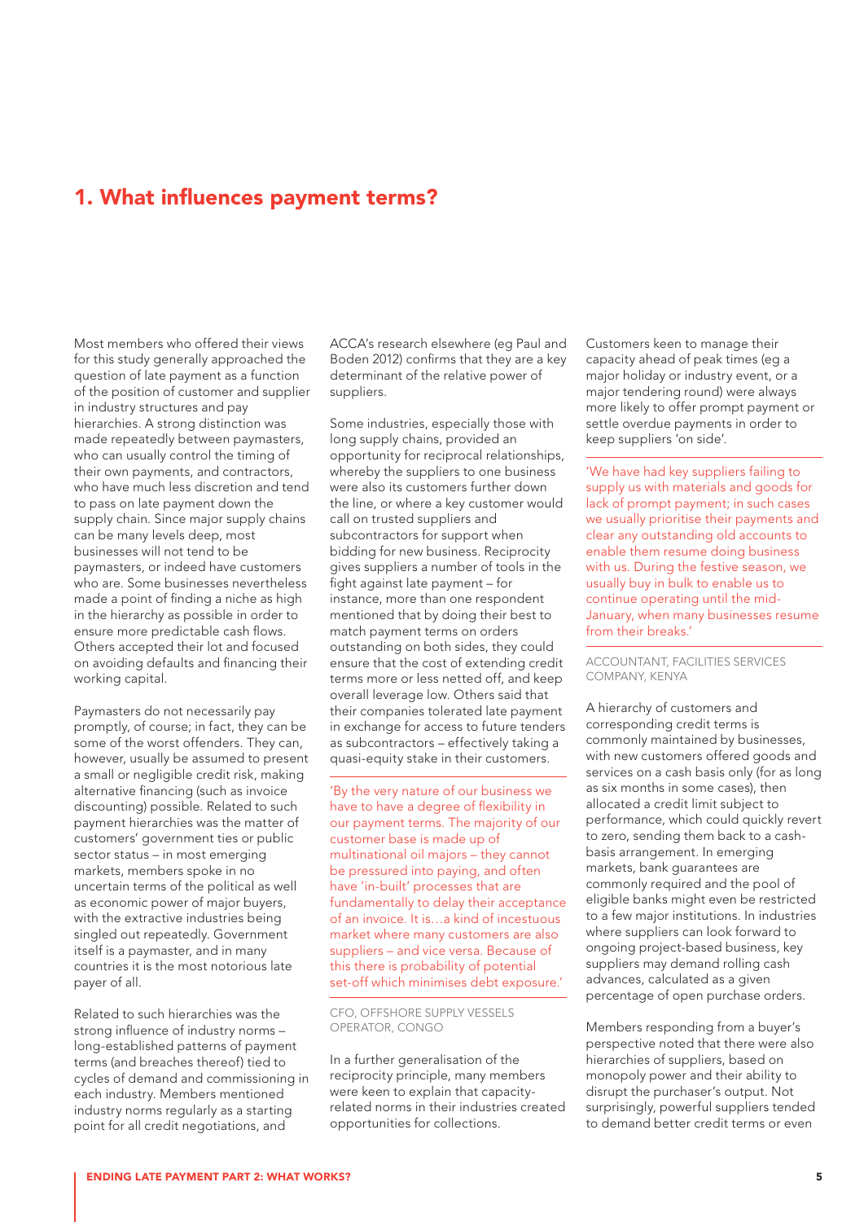# 1. What influences payment terms?

Most members who offered their views for this study generally approached the question of late payment as a function of the position of customer and supplier in industry structures and pay hierarchies. A strong distinction was made repeatedly between paymasters, who can usually control the timing of their own payments, and contractors, who have much less discretion and tend to pass on late payment down the supply chain. Since major supply chains can be many levels deep, most businesses will not tend to be paymasters, or indeed have customers who are. Some businesses nevertheless made a point of finding a niche as high in the hierarchy as possible in order to ensure more predictable cash flows. Others accepted their lot and focused on avoiding defaults and financing their working capital.

Paymasters do not necessarily pay promptly, of course; in fact, they can be some of the worst offenders. They can, however, usually be assumed to present a small or negligible credit risk, making alternative financing (such as invoice discounting) possible. Related to such payment hierarchies was the matter of customers' government ties or public sector status – in most emerging markets, members spoke in no uncertain terms of the political as well as economic power of major buyers, with the extractive industries being singled out repeatedly. Government itself is a paymaster, and in many countries it is the most notorious late payer of all.

Related to such hierarchies was the strong influence of industry norms – long-established patterns of payment terms (and breaches thereof) tied to cycles of demand and commissioning in each industry. Members mentioned industry norms regularly as a starting point for all credit negotiations, and ACCA's research elsewhere (eg Paul and Boden 2012) confirms that they are a key determinant of the relative power of suppliers.

Some industries, especially those with long supply chains, provided an opportunity for reciprocal relationships, whereby the suppliers to one business were also its customers further down the line, or where a key customer would call on trusted suppliers and subcontractors for support when bidding for new business. Reciprocity gives suppliers a number of tools in the fight against late payment – for instance, more than one respondent mentioned that by doing their best to match payment terms on orders outstanding on both sides, they could ensure that the cost of extending credit terms more or less netted off, and keep overall leverage low. Others said that their companies tolerated late payment in exchange for access to future tenders as subcontractors – effectively taking a quasi-equity stake in their customers.

> 'By the very nature of our business we have to have a degree of flexibility in our payment terms. The majority of our customer base is made up of multinational oil majors – they cannot be pressured into paying, and often have 'in-built' processes that are fundamentally to delay their acceptance of an invoice. It is…a kind of incestuous market where many customers are also suppliers – and vice versa. Because of this there is probability of potential set-off which minimises debt exposure.'
>
> CFO, OFFSHORE SUPPLY VESSELS OPERATOR, CONGO

In a further generalisation of the reciprocity principle, many members were keen to explain that capacity-related norms in their industries created opportunities for collections. Customers keen to manage their capacity ahead of peak times (eg a major holiday or industry event, or a major tendering round) were always more likely to offer prompt payment or settle overdue payments in order to keep suppliers 'on side'.

> 'We have had key suppliers failing to supply us with materials and goods for lack of prompt payment; in such cases we usually prioritise their payments and clear any outstanding old accounts to enable them resume doing business with us. During the festive season, we usually buy in bulk to enable us to continue operating until the mid-January, when many businesses resume from their breaks.'
>
> ACCOUNTANT, FACILITIES SERVICES COMPANY, KENYA

A hierarchy of customers and corresponding credit terms is commonly maintained by businesses, with new customers offered goods and services on a cash basis only (for as long as six months in some cases), then allocated a credit limit subject to performance, which could quickly revert to zero, sending them back to a cash-basis arrangement. In emerging markets, bank guarantees are commonly required and the pool of eligible banks might even be restricted to a few major institutions. In industries where suppliers can look forward to ongoing project-based business, key suppliers may demand rolling cash advances, calculated as a given percentage of open purchase orders.

Members responding from a buyer's perspective noted that there were also hierarchies of suppliers, based on monopoly power and their ability to disrupt the purchaser's output. Not surprisingly, powerful suppliers tended to demand better credit terms or even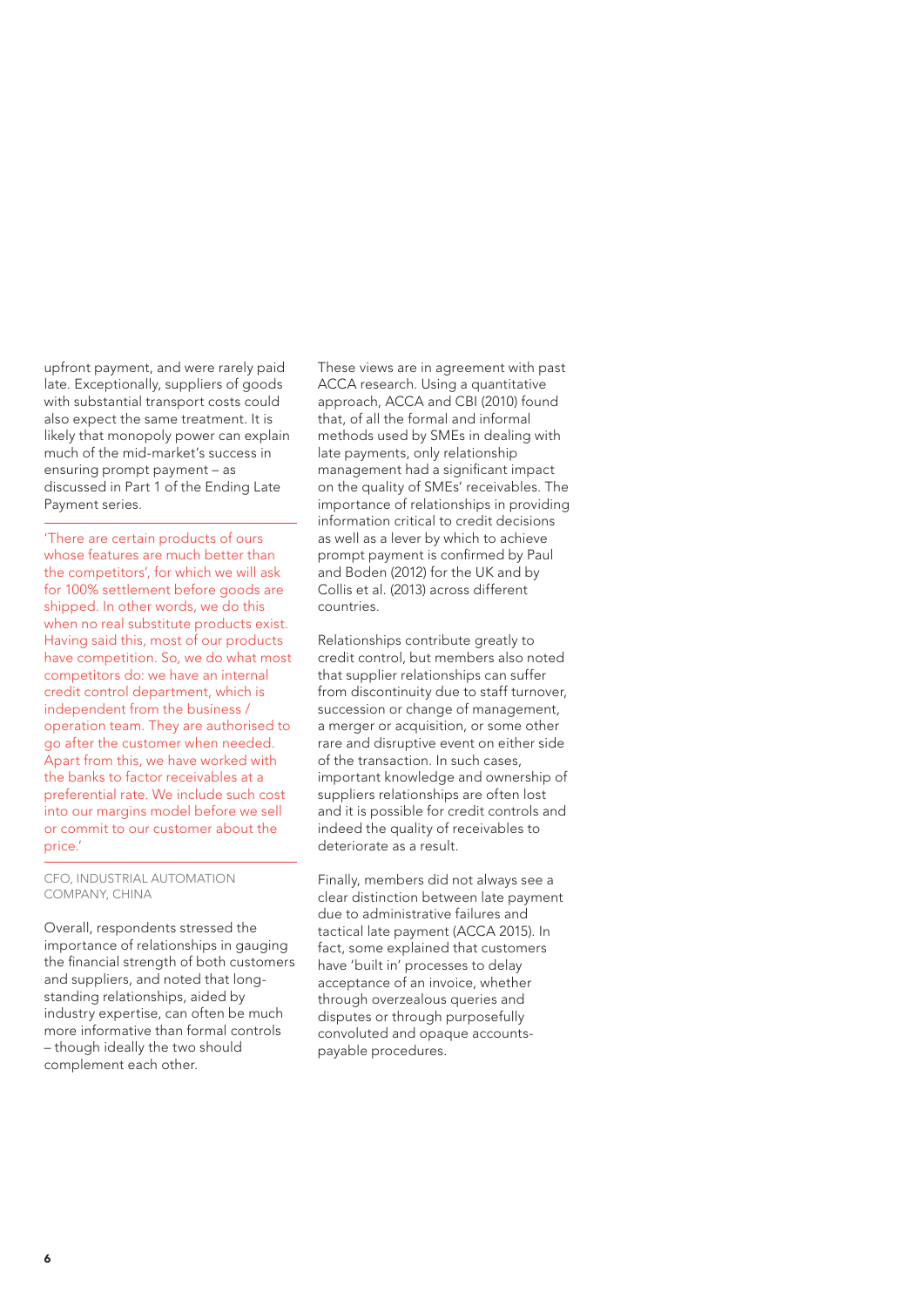upfront payment, and were rarely paid late. Exceptionally, suppliers of goods with substantial transport costs could also expect the same treatment. It is likely that monopoly power can explain much of the mid-market's success in ensuring prompt payment – as discussed in Part 1 of the Ending Late Payment series.

> 'There are certain products of ours whose features are much better than the competitors', for which we will ask for 100% settlement before goods are shipped. In other words, we do this when no real substitute products exist. Having said this, most of our products have competition. So, we do what most competitors do: we have an internal credit control department, which is independent from the business / operation team. They are authorised to go after the customer when needed. Apart from this, we have worked with the banks to factor receivables at a preferential rate. We include such cost into our margins model before we sell or commit to our customer about the price.'
>
> CFO, INDUSTRIAL AUTOMATION COMPANY, CHINA

Overall, respondents stressed the importance of relationships in gauging the financial strength of both customers and suppliers, and noted that long-standing relationships, aided by industry expertise, can often be much more informative than formal controls – though ideally the two should complement each other.

These views are in agreement with past ACCA research. Using a quantitative approach, ACCA and CBI (2010) found that, of all the formal and informal methods used by SMEs in dealing with late payments, only relationship management had a significant impact on the quality of SMEs' receivables. The importance of relationships in providing information critical to credit decisions as well as a lever by which to achieve prompt payment is confirmed by Paul and Boden (2012) for the UK and by Collis et al. (2013) across different countries.

Relationships contribute greatly to credit control, but members also noted that supplier relationships can suffer from discontinuity due to staff turnover, succession or change of management, a merger or acquisition, or some other rare and disruptive event on either side of the transaction. In such cases, important knowledge and ownership of suppliers relationships are often lost and it is possible for credit controls and indeed the quality of receivables to deteriorate as a result.

Finally, members did not always see a clear distinction between late payment due to administrative failures and tactical late payment (ACCA 2015). In fact, some explained that customers have 'built in' processes to delay acceptance of an invoice, whether through overzealous queries and disputes or through purposefully convoluted and opaque accounts-payable procedures.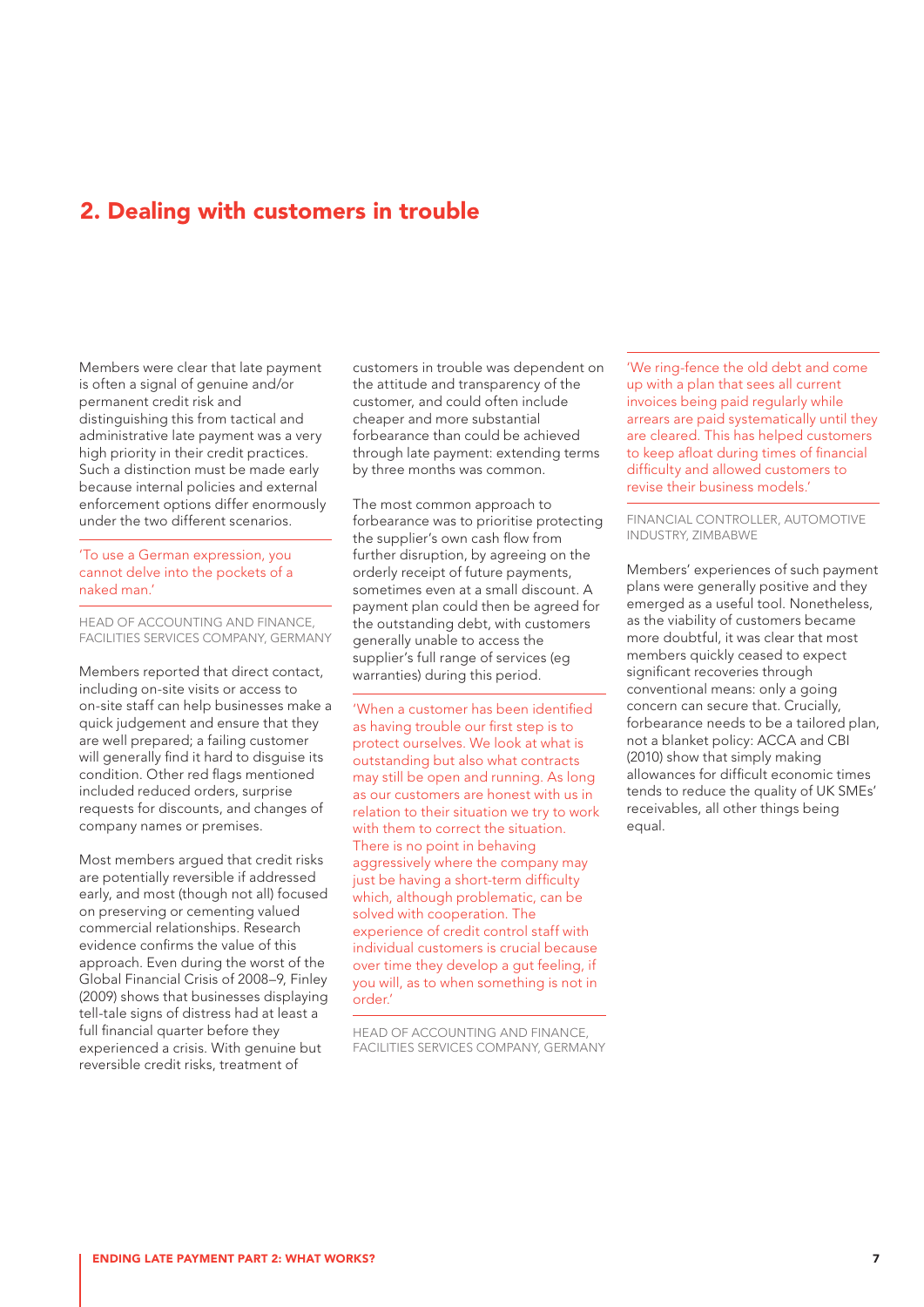## 2. Dealing with customers in trouble

Members were clear that late payment is often a signal of genuine and/or permanent credit risk and distinguishing this from tactical and administrative late payment was a very high priority in their credit practices. Such a distinction must be made early because internal policies and external enforcement options differ enormously under the two different scenarios.

> 'To use a German expression, you cannot delve into the pockets of a naked man.'
>
> HEAD OF ACCOUNTING AND FINANCE, FACILITIES SERVICES COMPANY, GERMANY

Members reported that direct contact, including on-site visits or access to on-site staff can help businesses make a quick judgement and ensure that they are well prepared; a failing customer will generally find it hard to disguise its condition. Other red flags mentioned included reduced orders, surprise requests for discounts, and changes of company names or premises.

Most members argued that credit risks are potentially reversible if addressed early, and most (though not all) focused on preserving or cementing valued commercial relationships. Research evidence confirms the value of this approach. Even during the worst of the Global Financial Crisis of 2008–9, Finley (2009) shows that businesses displaying tell-tale signs of distress had at least a full financial quarter before they experienced a crisis. With genuine but reversible credit risks, treatment of customers in trouble was dependent on the attitude and transparency of the customer, and could often include cheaper and more substantial forbearance than could be achieved through late payment: extending terms by three months was common.

The most common approach to forbearance was to prioritise protecting the supplier's own cash flow from further disruption, by agreeing on the orderly receipt of future payments, sometimes even at a small discount. A payment plan could then be agreed for the outstanding debt, with customers generally unable to access the supplier's full range of services (eg warranties) during this period.

> 'When a customer has been identified as having trouble our first step is to protect ourselves. We look at what is outstanding but also what contracts may still be open and running. As long as our customers are honest with us in relation to their situation we try to work with them to correct the situation. There is no point in behaving aggressively where the company may just be having a short-term difficulty which, although problematic, can be solved with cooperation. The experience of credit control staff with individual customers is crucial because over time they develop a gut feeling, if you will, as to when something is not in order.'
>
> HEAD OF ACCOUNTING AND FINANCE, FACILITIES SERVICES COMPANY, GERMANY

> 'We ring-fence the old debt and come up with a plan that sees all current invoices being paid regularly while arrears are paid systematically until they are cleared. This has helped customers to keep afloat during times of financial difficulty and allowed customers to revise their business models.'
>
> FINANCIAL CONTROLLER, AUTOMOTIVE INDUSTRY, ZIMBABWE

Members' experiences of such payment plans were generally positive and they emerged as a useful tool. Nonetheless, as the viability of customers became more doubtful, it was clear that most members quickly ceased to expect significant recoveries through conventional means: only a going concern can secure that. Crucially, forbearance needs to be a tailored plan, not a blanket policy: ACCA and CBI (2010) show that simply making allowances for difficult economic times tends to reduce the quality of UK SMEs' receivables, all other things being equal.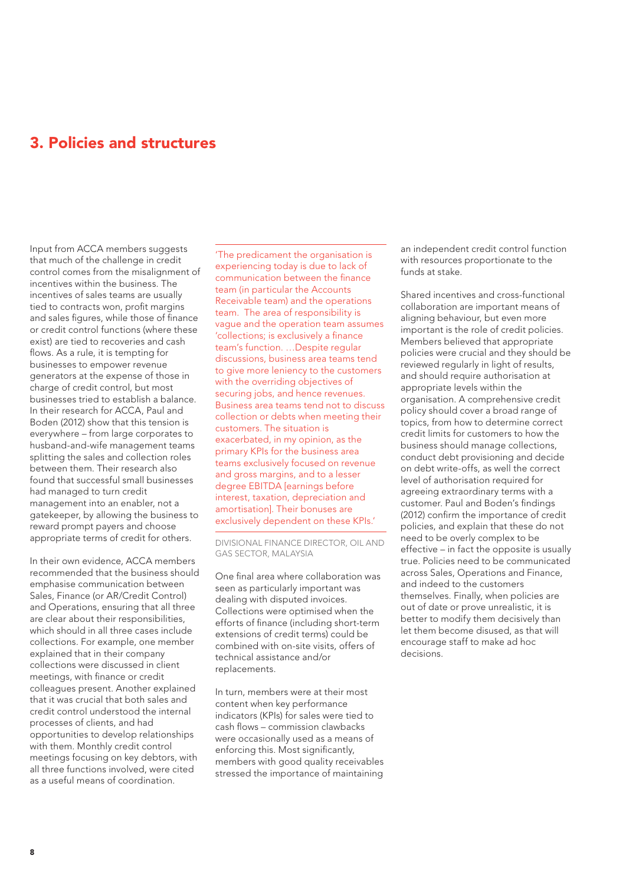## 3. Policies and structures

Input from ACCA members suggests that much of the challenge in credit control comes from the misalignment of incentives within the business. The incentives of sales teams are usually tied to contracts won, profit margins and sales figures, while those of finance or credit control functions (where these exist) are tied to recoveries and cash flows. As a rule, it is tempting for businesses to empower revenue generators at the expense of those in charge of credit control, but most businesses tried to establish a balance. In their research for ACCA, Paul and Boden (2012) show that this tension is everywhere – from large corporates to husband-and-wife management teams splitting the sales and collection roles between them. Their research also found that successful small businesses had managed to turn credit management into an enabler, not a gatekeeper, by allowing the business to reward prompt payers and choose appropriate terms of credit for others.

In their own evidence, ACCA members recommended that the business should emphasise communication between Sales, Finance (or AR/Credit Control) and Operations, ensuring that all three are clear about their responsibilities, which should in all three cases include collections. For example, one member explained that in their company collections were discussed in client meetings, with finance or credit colleagues present. Another explained that it was crucial that both sales and credit control understood the internal processes of clients, and had opportunities to develop relationships with them. Monthly credit control meetings focusing on key debtors, with all three functions involved, were cited as a useful means of coordination.

> 'The predicament the organisation is experiencing today is due to lack of communication between the finance team (in particular the Accounts Receivable team) and the operations team. The area of responsibility is vague and the operation team assumes 'collections; is exclusively a finance team's function. …Despite regular discussions, business area teams tend to give more leniency to the customers with the overriding objectives of securing jobs, and hence revenues. Business area teams tend not to discuss collection or debts when meeting their customers. The situation is exacerbated, in my opinion, as the primary KPIs for the business area teams exclusively focused on revenue and gross margins, and to a lesser degree EBITDA [earnings before interest, taxation, depreciation and amortisation]. Their bonuses are exclusively dependent on these KPIs.'
>
> DIVISIONAL FINANCE DIRECTOR, OIL AND GAS SECTOR, MALAYSIA

One final area where collaboration was seen as particularly important was dealing with disputed invoices. Collections were optimised when the efforts of finance (including short-term extensions of credit terms) could be combined with on-site visits, offers of technical assistance and/or replacements.

In turn, members were at their most content when key performance indicators (KPIs) for sales were tied to cash flows – commission clawbacks were occasionally used as a means of enforcing this. Most significantly, members with good quality receivables stressed the importance of maintaining an independent credit control function with resources proportionate to the funds at stake.

Shared incentives and cross-functional collaboration are important means of aligning behaviour, but even more important is the role of credit policies. Members believed that appropriate policies were crucial and they should be reviewed regularly in light of results, and should require authorisation at appropriate levels within the organisation. A comprehensive credit policy should cover a broad range of topics, from how to determine correct credit limits for customers to how the business should manage collections, conduct debt provisioning and decide on debt write-offs, as well the correct level of authorisation required for agreeing extraordinary terms with a customer. Paul and Boden's findings (2012) confirm the importance of credit policies, and explain that these do not need to be overly complex to be effective – in fact the opposite is usually true. Policies need to be communicated across Sales, Operations and Finance, and indeed to the customers themselves. Finally, when policies are out of date or prove unrealistic, it is better to modify them decisively than let them become disused, as that will encourage staff to make ad hoc decisions.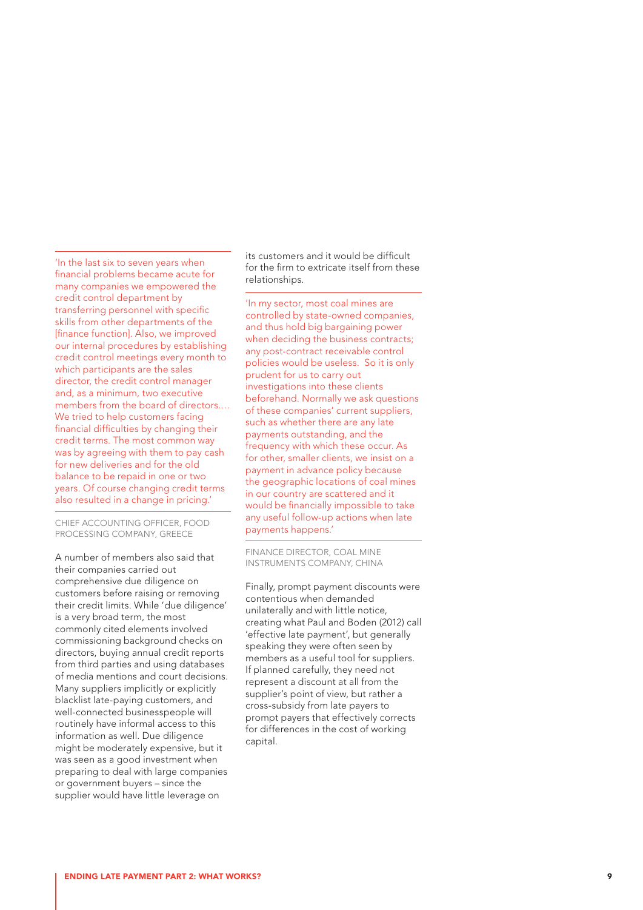> 'In the last six to seven years when financial problems became acute for many companies we empowered the credit control department by transferring personnel with specific skills from other departments of the [finance function]. Also, we improved our internal procedures by establishing credit control meetings every month to which participants are the sales director, the credit control manager and, as a minimum, two executive members from the board of directors.… We tried to help customers facing financial difficulties by changing their credit terms. The most common way was by agreeing with them to pay cash for new deliveries and for the old balance to be repaid in one or two years. Of course changing credit terms also resulted in a change in pricing.'

CHIEF ACCOUNTING OFFICER, FOOD PROCESSING COMPANY, GREECE

A number of members also said that their companies carried out comprehensive due diligence on customers before raising or removing their credit limits. While 'due diligence' is a very broad term, the most commonly cited elements involved commissioning background checks on directors, buying annual credit reports from third parties and using databases of media mentions and court decisions. Many suppliers implicitly or explicitly blacklist late-paying customers, and well-connected businesspeople will routinely have informal access to this information as well. Due diligence might be moderately expensive, but it was seen as a good investment when preparing to deal with large companies or government buyers – since the supplier would have little leverage on its customers and it would be difficult for the firm to extricate itself from these relationships.

> 'In my sector, most coal mines are controlled by state-owned companies, and thus hold big bargaining power when deciding the business contracts; any post-contract receivable control policies would be useless. So it is only prudent for us to carry out investigations into these clients beforehand. Normally we ask questions of these companies' current suppliers, such as whether there are any late payments outstanding, and the frequency with which these occur. As for other, smaller clients, we insist on a payment in advance policy because the geographic locations of coal mines in our country are scattered and it would be financially impossible to take any useful follow-up actions when late payments happens.'

FINANCE DIRECTOR, COAL MINE INSTRUMENTS COMPANY, CHINA

Finally, prompt payment discounts were contentious when demanded unilaterally and with little notice, creating what Paul and Boden (2012) call 'effective late payment', but generally speaking they were often seen by members as a useful tool for suppliers. If planned carefully, they need not represent a discount at all from the supplier's point of view, but rather a cross-subsidy from late payers to prompt payers that effectively corrects for differences in the cost of working capital.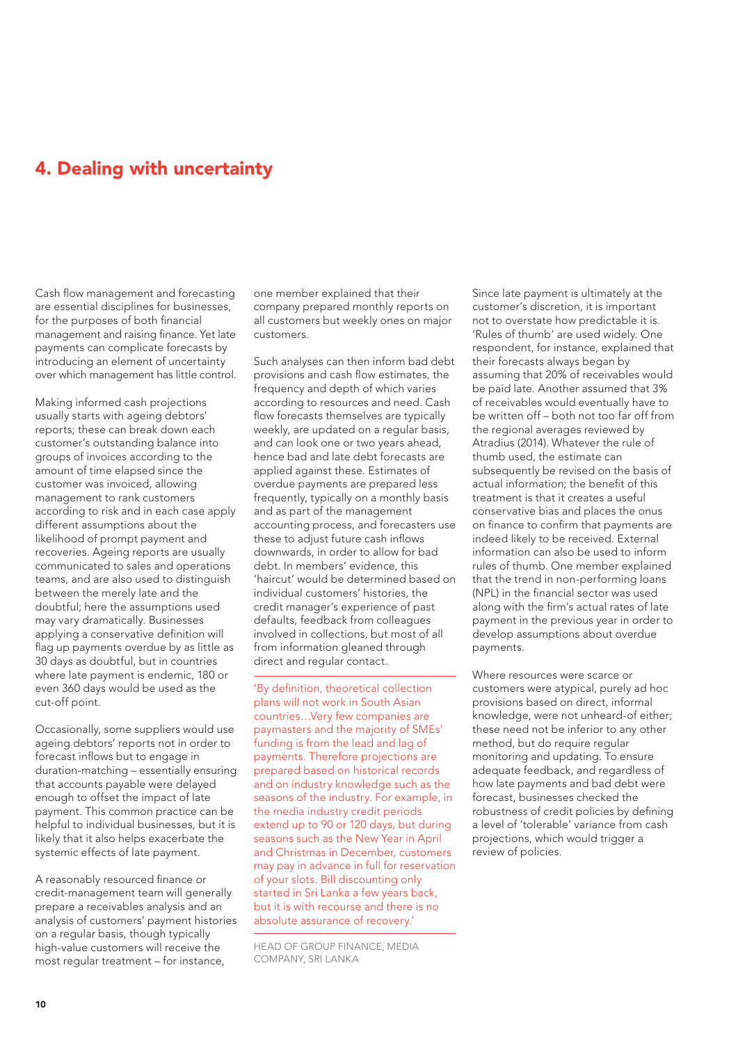## 4. Dealing with uncertainty

Cash flow management and forecasting are essential disciplines for businesses, for the purposes of both financial management and raising finance. Yet late payments can complicate forecasts by introducing an element of uncertainty over which management has little control.

Making informed cash projections usually starts with ageing debtors' reports; these can break down each customer's outstanding balance into groups of invoices according to the amount of time elapsed since the customer was invoiced, allowing management to rank customers according to risk and in each case apply different assumptions about the likelihood of prompt payment and recoveries. Ageing reports are usually communicated to sales and operations teams, and are also used to distinguish between the merely late and the doubtful; here the assumptions used may vary dramatically. Businesses applying a conservative definition will flag up payments overdue by as little as 30 days as doubtful, but in countries where late payment is endemic, 180 or even 360 days would be used as the cut-off point.

Occasionally, some suppliers would use ageing debtors' reports not in order to forecast inflows but to engage in duration-matching – essentially ensuring that accounts payable were delayed enough to offset the impact of late payment. This common practice can be helpful to individual businesses, but it is likely that it also helps exacerbate the systemic effects of late payment.

A reasonably resourced finance or credit-management team will generally prepare a receivables analysis and an analysis of customers' payment histories on a regular basis, though typically high-value customers will receive the most regular treatment – for instance, one member explained that their company prepared monthly reports on all customers but weekly ones on major customers.

Such analyses can then inform bad debt provisions and cash flow estimates, the frequency and depth of which varies according to resources and need. Cash flow forecasts themselves are typically weekly, are updated on a regular basis, and can look one or two years ahead, hence bad and late debt forecasts are applied against these. Estimates of overdue payments are prepared less frequently, typically on a monthly basis and as part of the management accounting process, and forecasters use these to adjust future cash inflows downwards, in order to allow for bad debt. In members' evidence, this 'haircut' would be determined based on individual customers' histories, the credit manager's experience of past defaults, feedback from colleagues involved in collections, but most of all from information gleaned through direct and regular contact.

> 'By definition, theoretical collection plans will not work in South Asian countries…Very few companies are paymasters and the majority of SMEs' funding is from the lead and lag of payments. Therefore projections are prepared based on historical records and on industry knowledge such as the seasons of the industry. For example, in the media industry credit periods extend up to 90 or 120 days, but during seasons such as the New Year in April and Christmas in December, customers may pay in advance in full for reservation of your slots. Bill discounting only started in Sri Lanka a few years back, but it is with recourse and there is no absolute assurance of recovery.'
>
> HEAD OF GROUP FINANCE, MEDIA COMPANY, SRI LANKA

Since late payment is ultimately at the customer's discretion, it is important not to overstate how predictable it is. 'Rules of thumb' are used widely. One respondent, for instance, explained that their forecasts always began by assuming that 20% of receivables would be paid late. Another assumed that 3% of receivables would eventually have to be written off – both not too far off from the regional averages reviewed by Atradius (2014). Whatever the rule of thumb used, the estimate can subsequently be revised on the basis of actual information; the benefit of this treatment is that it creates a useful conservative bias and places the onus on finance to confirm that payments are indeed likely to be received. External information can also be used to inform rules of thumb. One member explained that the trend in non-performing loans (NPL) in the financial sector was used along with the firm's actual rates of late payment in the previous year in order to develop assumptions about overdue payments.

Where resources were scarce or customers were atypical, purely ad hoc provisions based on direct, informal knowledge, were not unheard-of either; these need not be inferior to any other method, but do require regular monitoring and updating. To ensure adequate feedback, and regardless of how late payments and bad debt were forecast, businesses checked the robustness of credit policies by defining a level of 'tolerable' variance from cash projections, which would trigger a review of policies.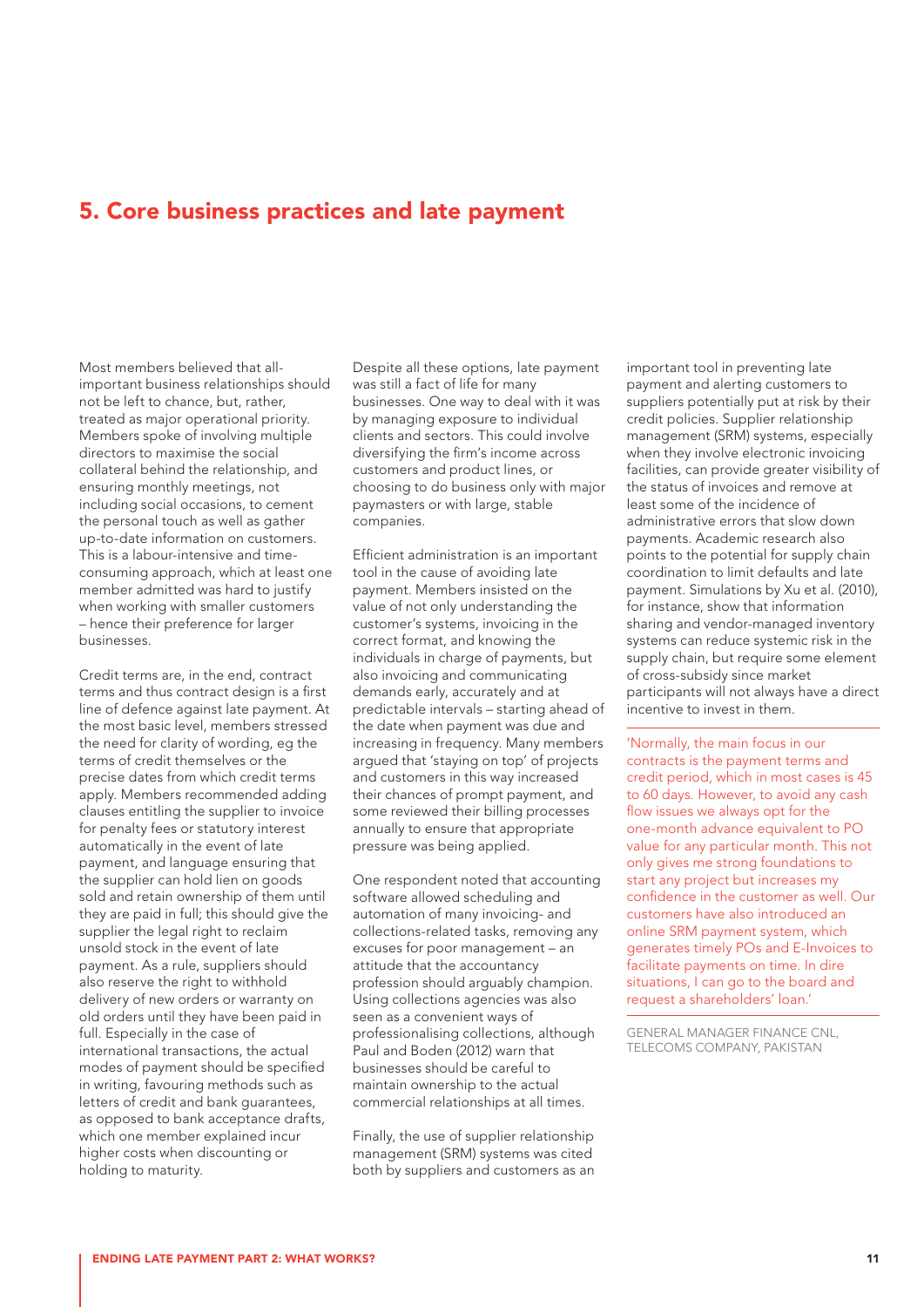## 5. Core business practices and late payment

Most members believed that all-important business relationships should not be left to chance, but, rather, treated as major operational priority. Members spoke of involving multiple directors to maximise the social collateral behind the relationship, and ensuring monthly meetings, not including social occasions, to cement the personal touch as well as gather up-to-date information on customers. This is a labour-intensive and time-consuming approach, which at least one member admitted was hard to justify when working with smaller customers – hence their preference for larger businesses.

Credit terms are, in the end, contract terms and thus contract design is a first line of defence against late payment. At the most basic level, members stressed the need for clarity of wording, eg the terms of credit themselves or the precise dates from which credit terms apply. Members recommended adding clauses entitling the supplier to invoice for penalty fees or statutory interest automatically in the event of late payment, and language ensuring that the supplier can hold lien on goods sold and retain ownership of them until they are paid in full; this should give the supplier the legal right to reclaim unsold stock in the event of late payment. As a rule, suppliers should also reserve the right to withhold delivery of new orders or warranty on old orders until they have been paid in full. Especially in the case of international transactions, the actual modes of payment should be specified in writing, favouring methods such as letters of credit and bank guarantees, as opposed to bank acceptance drafts, which one member explained incur higher costs when discounting or holding to maturity.

Despite all these options, late payment was still a fact of life for many businesses. One way to deal with it was by managing exposure to individual clients and sectors. This could involve diversifying the firm's income across customers and product lines, or choosing to do business only with major paymasters or with large, stable companies.

Efficient administration is an important tool in the cause of avoiding late payment. Members insisted on the value of not only understanding the customer's systems, invoicing in the correct format, and knowing the individuals in charge of payments, but also invoicing and communicating demands early, accurately and at predictable intervals – starting ahead of the date when payment was due and increasing in frequency. Many members argued that 'staying on top' of projects and customers in this way increased their chances of prompt payment, and some reviewed their billing processes annually to ensure that appropriate pressure was being applied.

One respondent noted that accounting software allowed scheduling and automation of many invoicing- and collections-related tasks, removing any excuses for poor management – an attitude that the accountancy profession should arguably champion. Using collections agencies was also seen as a convenient ways of professionalising collections, although Paul and Boden (2012) warn that businesses should be careful to maintain ownership to the actual commercial relationships at all times.

Finally, the use of supplier relationship management (SRM) systems was cited both by suppliers and customers as an important tool in preventing late payment and alerting customers to suppliers potentially put at risk by their credit policies. Supplier relationship management (SRM) systems, especially when they involve electronic invoicing facilities, can provide greater visibility of the status of invoices and remove at least some of the incidence of administrative errors that slow down payments. Academic research also points to the potential for supply chain coordination to limit defaults and late payment. Simulations by Xu et al. (2010), for instance, show that information sharing and vendor-managed inventory systems can reduce systemic risk in the supply chain, but require some element of cross-subsidy since market participants will not always have a direct incentive to invest in them.

> 'Normally, the main focus in our contracts is the payment terms and credit period, which in most cases is 45 to 60 days. However, to avoid any cash flow issues we always opt for the one-month advance equivalent to PO value for any particular month. This not only gives me strong foundations to start any project but increases my confidence in the customer as well. Our customers have also introduced an online SRM payment system, which generates timely POs and E-Invoices to facilitate payments on time. In dire situations, I can go to the board and request a shareholders' loan.'
>
> GENERAL MANAGER FINANCE CNL, TELECOMS COMPANY, PAKISTAN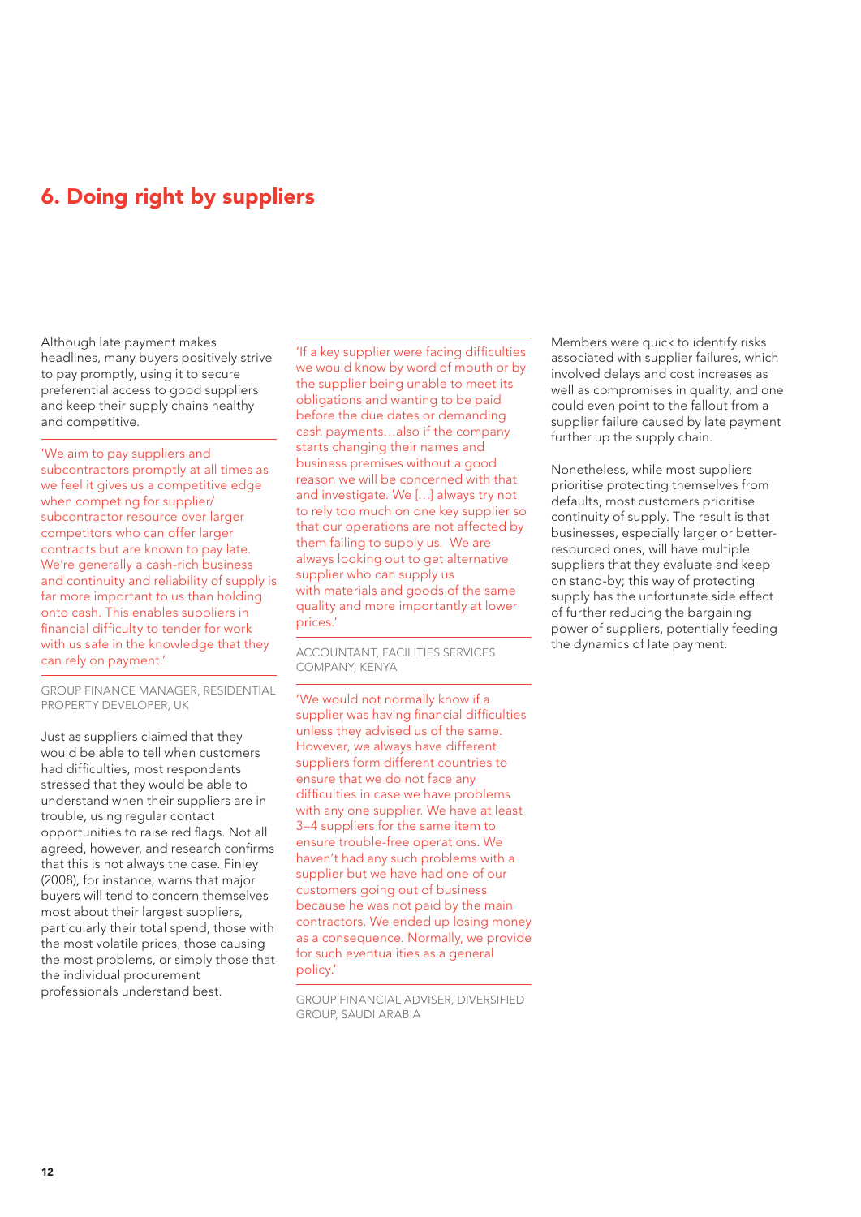## 6. Doing right by suppliers

Although late payment makes headlines, many buyers positively strive to pay promptly, using it to secure preferential access to good suppliers and keep their supply chains healthy and competitive.

> 'We aim to pay suppliers and subcontractors promptly at all times as we feel it gives us a competitive edge when competing for supplier/subcontractor resource over larger competitors who can offer larger contracts but are known to pay late. We're generally a cash-rich business and continuity and reliability of supply is far more important to us than holding onto cash. This enables suppliers in financial difficulty to tender for work with us safe in the knowledge that they can rely on payment.'

GROUP FINANCE MANAGER, RESIDENTIAL PROPERTY DEVELOPER, UK

Just as suppliers claimed that they would be able to tell when customers had difficulties, most respondents stressed that they would be able to understand when their suppliers are in trouble, using regular contact opportunities to raise red flags. Not all agreed, however, and research confirms that this is not always the case. Finley (2008), for instance, warns that major buyers will tend to concern themselves most about their largest suppliers, particularly their total spend, those with the most volatile prices, those causing the most problems, or simply those that the individual procurement professionals understand best.

> 'If a key supplier were facing difficulties we would know by word of mouth or by the supplier being unable to meet its obligations and wanting to be paid before the due dates or demanding cash payments…also if the company starts changing their names and business premises without a good reason we will be concerned with that and investigate. We […] always try not to rely too much on one key supplier so that our operations are not affected by them failing to supply us. We are always looking out to get alternative supplier who can supply us with materials and goods of the same quality and more importantly at lower prices.'

ACCOUNTANT, FACILITIES SERVICES COMPANY, KENYA

> 'We would not normally know if a supplier was having financial difficulties unless they advised us of the same. However, we always have different suppliers form different countries to ensure that we do not face any difficulties in case we have problems with any one supplier. We have at least 3–4 suppliers for the same item to ensure trouble-free operations. We haven't had any such problems with a supplier but we have had one of our customers going out of business because he was not paid by the main contractors. We ended up losing money as a consequence. Normally, we provide for such eventualities as a general policy.'

GROUP FINANCIAL ADVISER, DIVERSIFIED GROUP, SAUDI ARABIA

Members were quick to identify risks associated with supplier failures, which involved delays and cost increases as well as compromises in quality, and one could even point to the fallout from a supplier failure caused by late payment further up the supply chain.

Nonetheless, while most suppliers prioritise protecting themselves from defaults, most customers prioritise continuity of supply. The result is that businesses, especially larger or better-resourced ones, will have multiple suppliers that they evaluate and keep on stand-by; this way of protecting supply has the unfortunate side effect of further reducing the bargaining power of suppliers, potentially feeding the dynamics of late payment.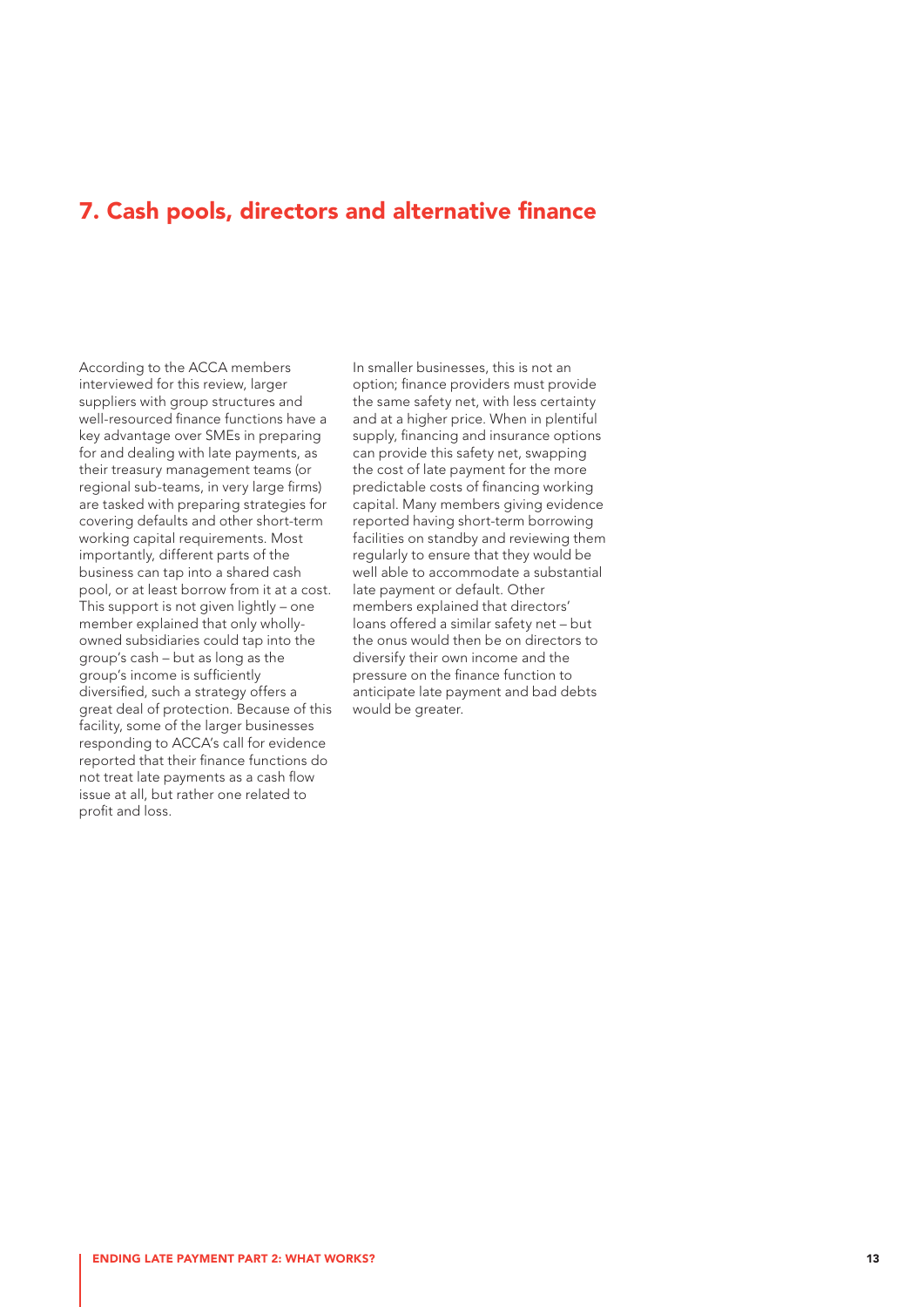## 7. Cash pools, directors and alternative finance

According to the ACCA members interviewed for this review, larger suppliers with group structures and well-resourced finance functions have a key advantage over SMEs in preparing for and dealing with late payments, as their treasury management teams (or regional sub-teams, in very large firms) are tasked with preparing strategies for covering defaults and other short-term working capital requirements. Most importantly, different parts of the business can tap into a shared cash pool, or at least borrow from it at a cost. This support is not given lightly – one member explained that only wholly-owned subsidiaries could tap into the group's cash – but as long as the group's income is sufficiently diversified, such a strategy offers a great deal of protection. Because of this facility, some of the larger businesses responding to ACCA's call for evidence reported that their finance functions do not treat late payments as a cash flow issue at all, but rather one related to profit and loss.

In smaller businesses, this is not an option; finance providers must provide the same safety net, with less certainty and at a higher price. When in plentiful supply, financing and insurance options can provide this safety net, swapping the cost of late payment for the more predictable costs of financing working capital. Many members giving evidence reported having short-term borrowing facilities on standby and reviewing them regularly to ensure that they would be well able to accommodate a substantial late payment or default. Other members explained that directors' loans offered a similar safety net – but the onus would then be on directors to diversify their own income and the pressure on the finance function to anticipate late payment and bad debts would be greater.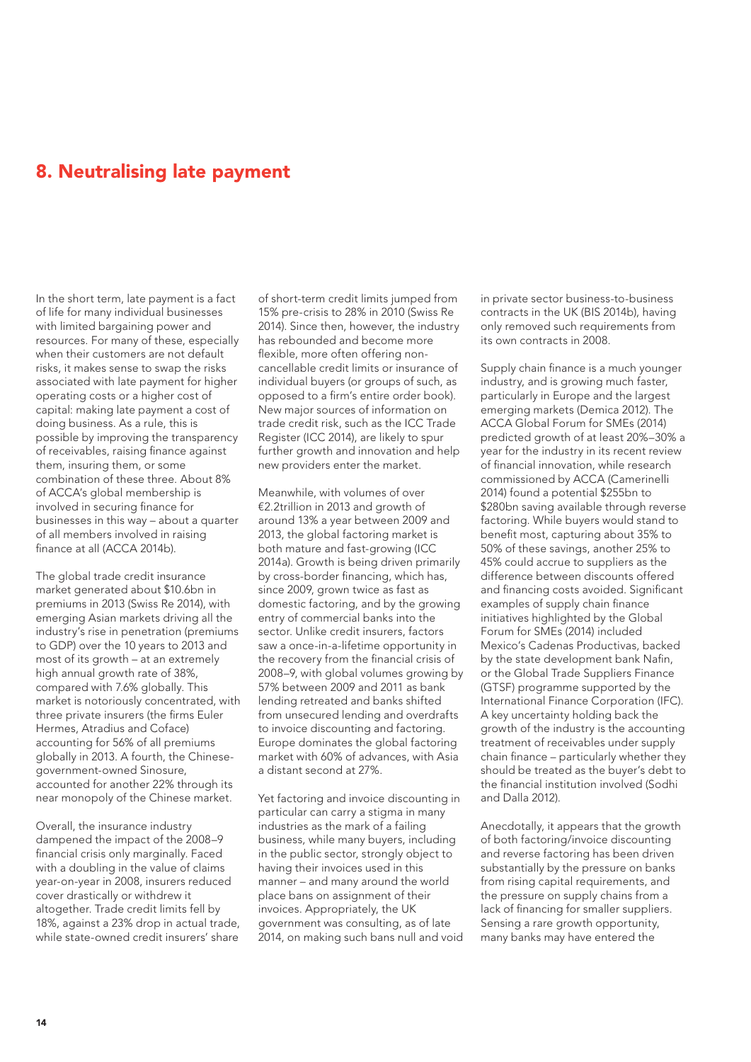## 8. Neutralising late payment

In the short term, late payment is a fact of life for many individual businesses with limited bargaining power and resources. For many of these, especially when their customers are not default risks, it makes sense to swap the risks associated with late payment for higher operating costs or a higher cost of capital: making late payment a cost of doing business. As a rule, this is possible by improving the transparency of receivables, raising finance against them, insuring them, or some combination of these three. About 8% of ACCA's global membership is involved in securing finance for businesses in this way – about a quarter of all members involved in raising finance at all (ACCA 2014b).

The global trade credit insurance market generated about $10.6bn in premiums in 2013 (Swiss Re 2014), with emerging Asian markets driving all the industry's rise in penetration (premiums to GDP) over the 10 years to 2013 and most of its growth – at an extremely high annual growth rate of 38%, compared with 7.6% globally. This market is notoriously concentrated, with three private insurers (the firms Euler Hermes, Atradius and Coface) accounting for 56% of all premiums globally in 2013. A fourth, the Chinese-government-owned Sinosure, accounted for another 22% through its near monopoly of the Chinese market.

Overall, the insurance industry dampened the impact of the 2008–9 financial crisis only marginally. Faced with a doubling in the value of claims year-on-year in 2008, insurers reduced cover drastically or withdrew it altogether. Trade credit limits fell by 18%, against a 23% drop in actual trade, while state-owned credit insurers' share of short-term credit limits jumped from 15% pre-crisis to 28% in 2010 (Swiss Re 2014). Since then, however, the industry has rebounded and become more flexible, more often offering non-cancellable credit limits or insurance of individual buyers (or groups of such, as opposed to a firm's entire order book). New major sources of information on trade credit risk, such as the ICC Trade Register (ICC 2014), are likely to spur further growth and innovation and help new providers enter the market.

Meanwhile, with volumes of over €2.2trillion in 2013 and growth of around 13% a year between 2009 and 2013, the global factoring market is both mature and fast-growing (ICC 2014a). Growth is being driven primarily by cross-border financing, which has, since 2009, grown twice as fast as domestic factoring, and by the growing entry of commercial banks into the sector. Unlike credit insurers, factors saw a once-in-a-lifetime opportunity in the recovery from the financial crisis of 2008–9, with global volumes growing by 57% between 2009 and 2011 as bank lending retreated and banks shifted from unsecured lending and overdrafts to invoice discounting and factoring. Europe dominates the global factoring market with 60% of advances, with Asia a distant second at 27%.

Yet factoring and invoice discounting in particular can carry a stigma in many industries as the mark of a failing business, while many buyers, including in the public sector, strongly object to having their invoices used in this manner – and many around the world place bans on assignment of their invoices. Appropriately, the UK government was consulting, as of late 2014, on making such bans null and void in private sector business-to-business contracts in the UK (BIS 2014b), having only removed such requirements from its own contracts in 2008.

Supply chain finance is a much younger industry, and is growing much faster, particularly in Europe and the largest emerging markets (Demica 2012). The ACCA Global Forum for SMEs (2014) predicted growth of at least 20%–30% a year for the industry in its recent review of financial innovation, while research commissioned by ACCA (Camerinelli 2014) found a potential $255bn to $280bn saving available through reverse factoring. While buyers would stand to benefit most, capturing about 35% to 50% of these savings, another 25% to 45% could accrue to suppliers as the difference between discounts offered and financing costs avoided. Significant examples of supply chain finance initiatives highlighted by the Global Forum for SMEs (2014) included Mexico's Cadenas Productivas, backed by the state development bank Nafin, or the Global Trade Suppliers Finance (GTSF) programme supported by the International Finance Corporation (IFC). A key uncertainty holding back the growth of the industry is the accounting treatment of receivables under supply chain finance – particularly whether they should be treated as the buyer's debt to the financial institution involved (Sodhi and Dalla 2012).

Anecdotally, it appears that the growth of both factoring/invoice discounting and reverse factoring has been driven substantially by the pressure on banks from rising capital requirements, and the pressure on supply chains from a lack of financing for smaller suppliers. Sensing a rare growth opportunity, many banks may have entered the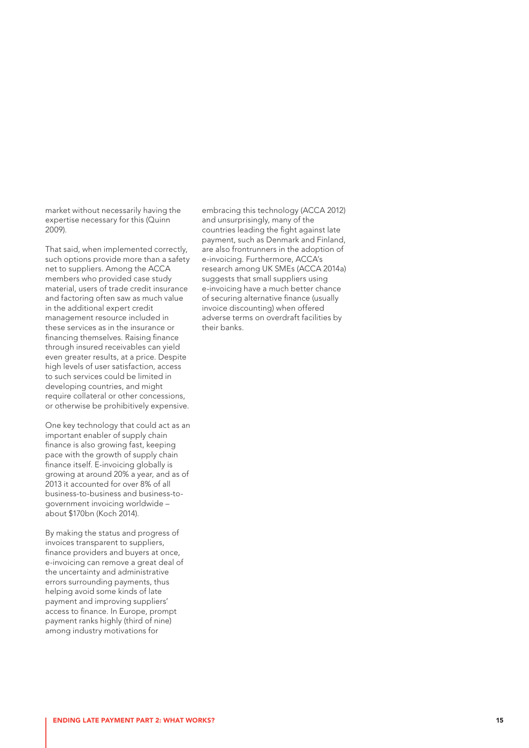market without necessarily having the expertise necessary for this (Quinn 2009).

That said, when implemented correctly, such options provide more than a safety net to suppliers. Among the ACCA members who provided case study material, users of trade credit insurance and factoring often saw as much value in the additional expert credit management resource included in these services as in the insurance or financing themselves. Raising finance through insured receivables can yield even greater results, at a price. Despite high levels of user satisfaction, access to such services could be limited in developing countries, and might require collateral or other concessions, or otherwise be prohibitively expensive.

One key technology that could act as an important enabler of supply chain finance is also growing fast, keeping pace with the growth of supply chain finance itself. E-invoicing globally is growing at around 20% a year, and as of 2013 it accounted for over 8% of all business-to-business and business-to-government invoicing worldwide – about $170bn (Koch 2014).

By making the status and progress of invoices transparent to suppliers, finance providers and buyers at once, e-invoicing can remove a great deal of the uncertainty and administrative errors surrounding payments, thus helping avoid some kinds of late payment and improving suppliers' access to finance. In Europe, prompt payment ranks highly (third of nine) among industry motivations for embracing this technology (ACCA 2012) and unsurprisingly, many of the countries leading the fight against late payment, such as Denmark and Finland, are also frontrunners in the adoption of e-invoicing. Furthermore, ACCA's research among UK SMEs (ACCA 2014a) suggests that small suppliers using e-invoicing have a much better chance of securing alternative finance (usually invoice discounting) when offered adverse terms on overdraft facilities by their banks.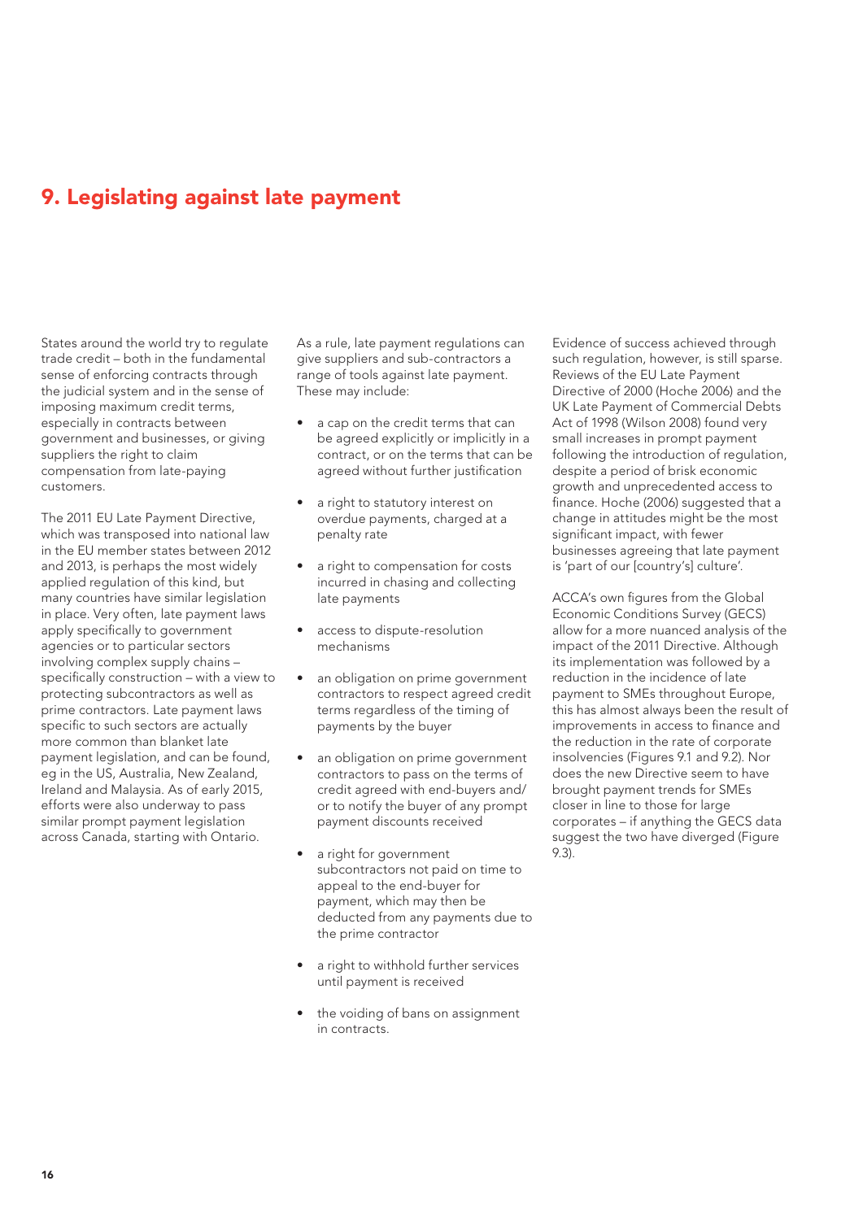# 9. Legislating against late payment

States around the world try to regulate trade credit – both in the fundamental sense of enforcing contracts through the judicial system and in the sense of imposing maximum credit terms, especially in contracts between government and businesses, or giving suppliers the right to claim compensation from late-paying customers.

The 2011 EU Late Payment Directive, which was transposed into national law in the EU member states between 2012 and 2013, is perhaps the most widely applied regulation of this kind, but many countries have similar legislation in place. Very often, late payment laws apply specifically to government agencies or to particular sectors involving complex supply chains – specifically construction – with a view to protecting subcontractors as well as prime contractors. Late payment laws specific to such sectors are actually more common than blanket late payment legislation, and can be found, eg in the US, Australia, New Zealand, Ireland and Malaysia. As of early 2015, efforts were also underway to pass similar prompt payment legislation across Canada, starting with Ontario.

As a rule, late payment regulations can give suppliers and sub-contractors a range of tools against late payment. These may include:

- a cap on the credit terms that can be agreed explicitly or implicitly in a contract, or on the terms that can be agreed without further justification
- a right to statutory interest on overdue payments, charged at a penalty rate
- a right to compensation for costs incurred in chasing and collecting late payments
- access to dispute-resolution mechanisms
- an obligation on prime government contractors to respect agreed credit terms regardless of the timing of payments by the buyer
- an obligation on prime government contractors to pass on the terms of credit agreed with end-buyers and/or to notify the buyer of any prompt payment discounts received
- a right for government subcontractors not paid on time to appeal to the end-buyer for payment, which may then be deducted from any payments due to the prime contractor
- a right to withhold further services until payment is received
- the voiding of bans on assignment in contracts.

Evidence of success achieved through such regulation, however, is still sparse. Reviews of the EU Late Payment Directive of 2000 (Hoche 2006) and the UK Late Payment of Commercial Debts Act of 1998 (Wilson 2008) found very small increases in prompt payment following the introduction of regulation, despite a period of brisk economic growth and unprecedented access to finance. Hoche (2006) suggested that a change in attitudes might be the most significant impact, with fewer businesses agreeing that late payment is 'part of our [country's] culture'.

ACCA's own figures from the Global Economic Conditions Survey (GECS) allow for a more nuanced analysis of the impact of the 2011 Directive. Although its implementation was followed by a reduction in the incidence of late payment to SMEs throughout Europe, this has almost always been the result of improvements in access to finance and the reduction in the rate of corporate insolvencies (Figures 9.1 and 9.2). Nor does the new Directive seem to have brought payment trends for SMEs closer in line to those for large corporates – if anything the GECS data suggest the two have diverged (Figure 9.3).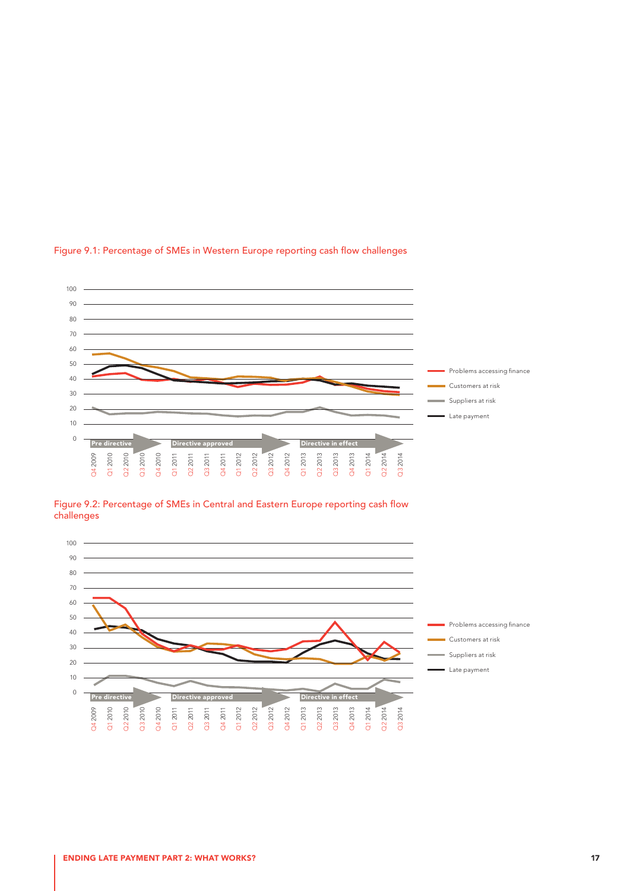Figure 9.1: Percentage of SMEs in Western Europe reporting cash flow challenges

Figure 9.2: Percentage of SMEs in Central and Eastern Europe reporting cash flow challenges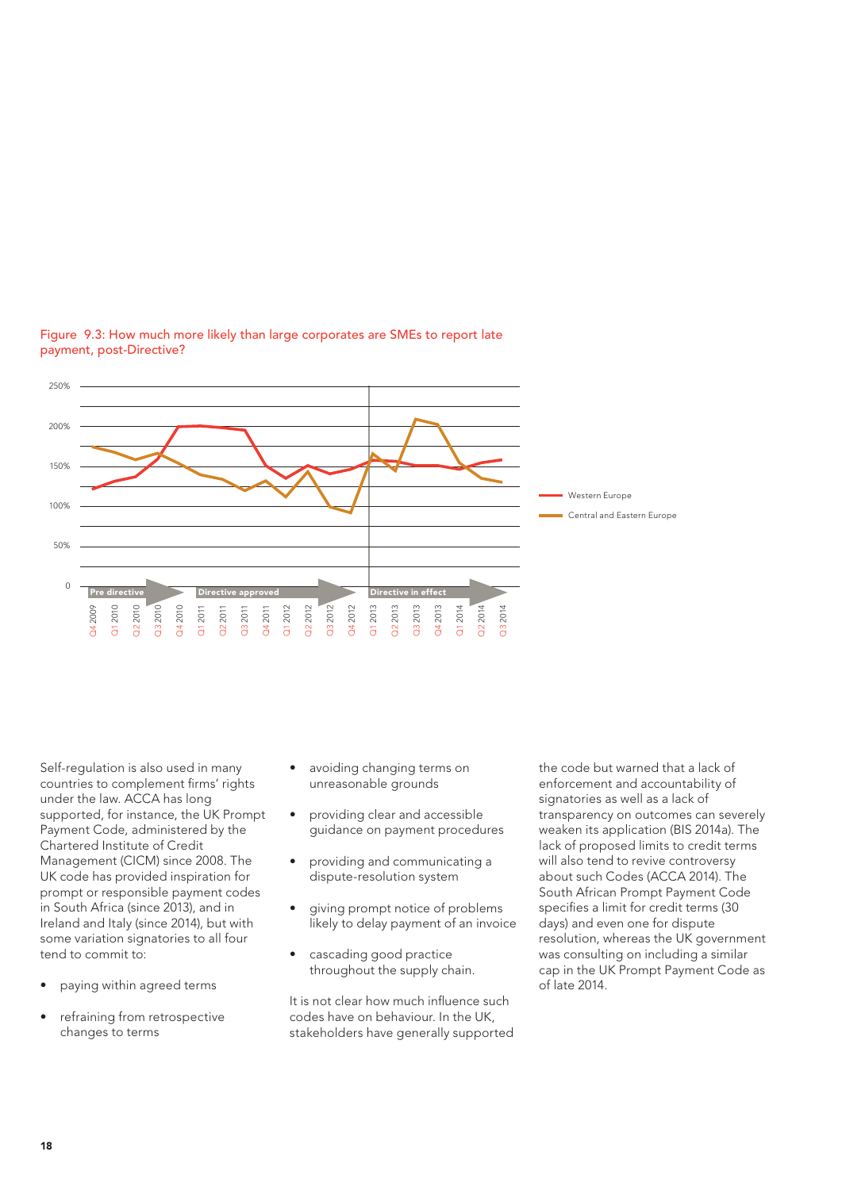Figure 9.3: How much more likely than large corporates are SMEs to report late payment, post-Directive?

Self-regulation is also used in many countries to complement firms' rights under the law. ACCA has long supported, for instance, the UK Prompt Payment Code, administered by the Chartered Institute of Credit Management (CICM) since 2008. The UK code has provided inspiration for prompt or responsible payment codes in South Africa (since 2013), and in Ireland and Italy (since 2014), but with some variation signatories to all four tend to commit to:

- paying within agreed terms
- refraining from retrospective changes to terms
- avoiding changing terms on unreasonable grounds
- providing clear and accessible guidance on payment procedures
- providing and communicating a dispute-resolution system
- giving prompt notice of problems likely to delay payment of an invoice
- cascading good practice throughout the supply chain.

It is not clear how much influence such codes have on behaviour. In the UK, stakeholders have generally supported the code but warned that a lack of enforcement and accountability of signatories as well as a lack of transparency on outcomes can severely weaken its application (BIS 2014a). The lack of proposed limits to credit terms will also tend to revive controversy about such Codes (ACCA 2014). The South African Prompt Payment Code specifies a limit for credit terms (30 days) and even one for dispute resolution, whereas the UK government was consulting on including a similar cap in the UK Prompt Payment Code as of late 2014.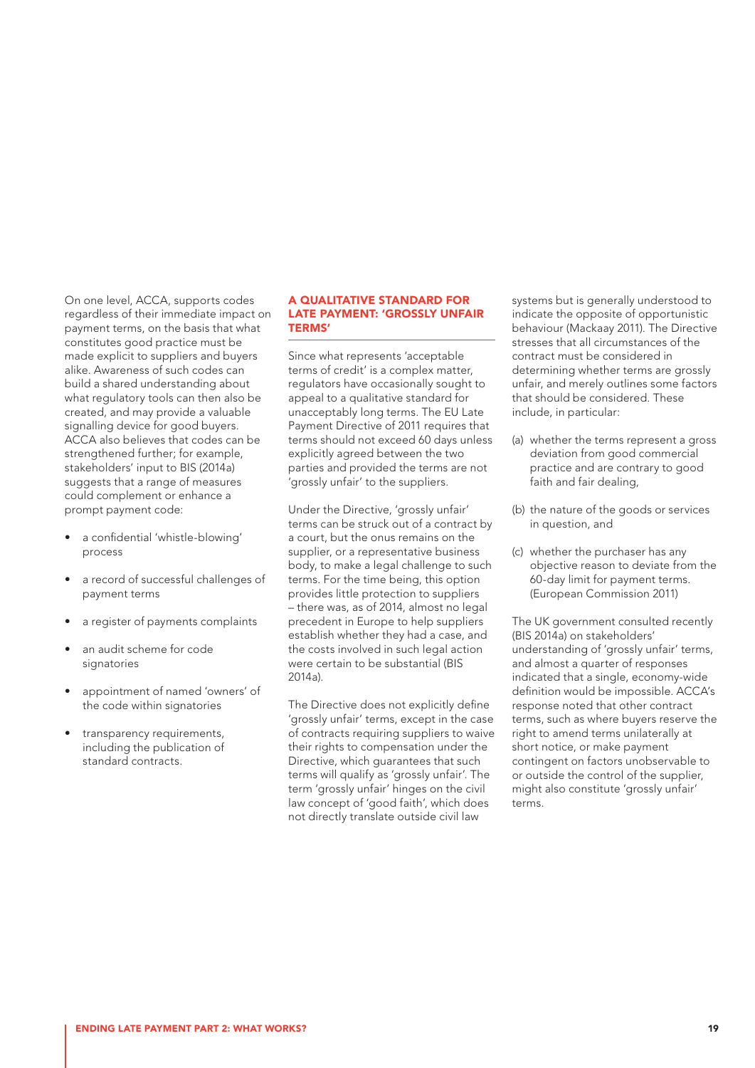On one level, ACCA, supports codes regardless of their immediate impact on payment terms, on the basis that what constitutes good practice must be made explicit to suppliers and buyers alike. Awareness of such codes can build a shared understanding about what regulatory tools can then also be created, and may provide a valuable signalling device for good buyers. ACCA also believes that codes can be strengthened further; for example, stakeholders' input to BIS (2014a) suggests that a range of measures could complement or enhance a prompt payment code:

- a confidential 'whistle-blowing' process
- a record of successful challenges of payment terms
- a register of payments complaints
- an audit scheme for code signatories
- appointment of named 'owners' of the code within signatories
- transparency requirements, including the publication of standard contracts.

### A QUALITATIVE STANDARD FOR LATE PAYMENT: 'GROSSLY UNFAIR TERMS'

Since what represents 'acceptable terms of credit' is a complex matter, regulators have occasionally sought to appeal to a qualitative standard for unacceptably long terms. The EU Late Payment Directive of 2011 requires that terms should not exceed 60 days unless explicitly agreed between the two parties and provided the terms are not 'grossly unfair' to the suppliers.

Under the Directive, 'grossly unfair' terms can be struck out of a contract by a court, but the onus remains on the supplier, or a representative business body, to make a legal challenge to such terms. For the time being, this option provides little protection to suppliers – there was, as of 2014, almost no legal precedent in Europe to help suppliers establish whether they had a case, and the costs involved in such legal action were certain to be substantial (BIS 2014a).

The Directive does not explicitly define 'grossly unfair' terms, except in the case of contracts requiring suppliers to waive their rights to compensation under the Directive, which guarantees that such terms will qualify as 'grossly unfair'. The term 'grossly unfair' hinges on the civil law concept of 'good faith', which does not directly translate outside civil law systems but is generally understood to indicate the opposite of opportunistic behaviour (Mackaay 2011). The Directive stresses that all circumstances of the contract must be considered in determining whether terms are grossly unfair, and merely outlines some factors that should be considered. These include, in particular:

(a) whether the terms represent a gross deviation from good commercial practice and are contrary to good faith and fair dealing,

(b) the nature of the goods or services in question, and

(c) whether the purchaser has any objective reason to deviate from the 60-day limit for payment terms. (European Commission 2011)

The UK government consulted recently (BIS 2014a) on stakeholders' understanding of 'grossly unfair' terms, and almost a quarter of responses indicated that a single, economy-wide definition would be impossible. ACCA's response noted that other contract terms, such as where buyers reserve the right to amend terms unilaterally at short notice, or make payment contingent on factors unobservable to or outside the control of the supplier, might also constitute 'grossly unfair' terms.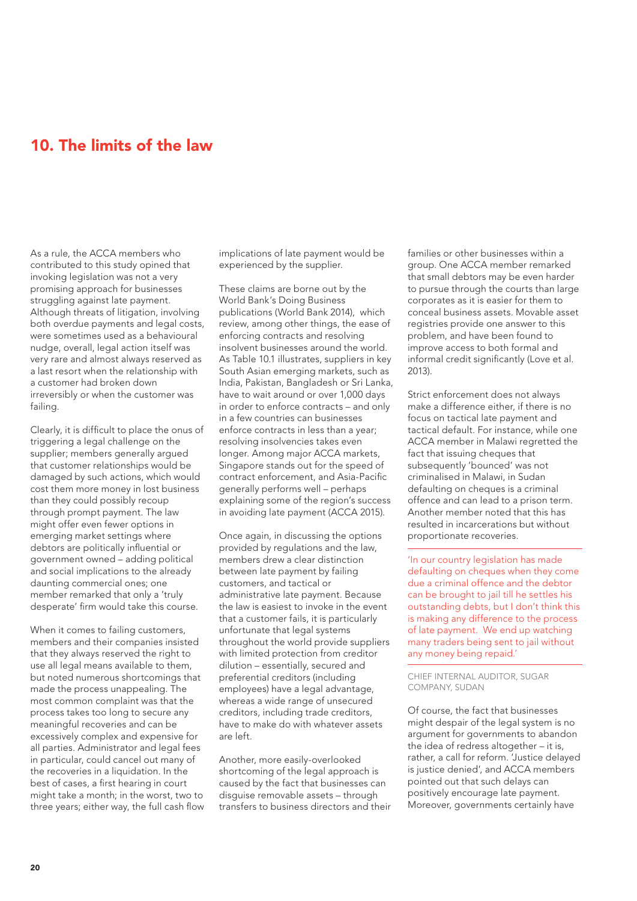## 10. The limits of the law

As a rule, the ACCA members who contributed to this study opined that invoking legislation was not a very promising approach for businesses struggling against late payment. Although threats of litigation, involving both overdue payments and legal costs, were sometimes used as a behavioural nudge, overall, legal action itself was very rare and almost always reserved as a last resort when the relationship with a customer had broken down irreversibly or when the customer was failing.

Clearly, it is difficult to place the onus of triggering a legal challenge on the supplier; members generally argued that customer relationships would be damaged by such actions, which would cost them more money in lost business than they could possibly recoup through prompt payment. The law might offer even fewer options in emerging market settings where debtors are politically influential or government owned – adding political and social implications to the already daunting commercial ones; one member remarked that only a 'truly desperate' firm would take this course.

When it comes to failing customers, members and their companies insisted that they always reserved the right to use all legal means available to them, but noted numerous shortcomings that made the process unappealing. The most common complaint was that the process takes too long to secure any meaningful recoveries and can be excessively complex and expensive for all parties. Administrator and legal fees in particular, could cancel out many of the recoveries in a liquidation. In the best of cases, a first hearing in court might take a month; in the worst, two to three years; either way, the full cash flow implications of late payment would be experienced by the supplier.

These claims are borne out by the World Bank's Doing Business publications (World Bank 2014), which review, among other things, the ease of enforcing contracts and resolving insolvent businesses around the world. As Table 10.1 illustrates, suppliers in key South Asian emerging markets, such as India, Pakistan, Bangladesh or Sri Lanka, have to wait around or over 1,000 days in order to enforce contracts – and only in a few countries can businesses enforce contracts in less than a year; resolving insolvencies takes even longer. Among major ACCA markets, Singapore stands out for the speed of contract enforcement, and Asia-Pacific generally performs well – perhaps explaining some of the region's success in avoiding late payment (ACCA 2015).

Once again, in discussing the options provided by regulations and the law, members drew a clear distinction between late payment by failing customers, and tactical or administrative late payment. Because the law is easiest to invoke in the event that a customer fails, it is particularly unfortunate that legal systems throughout the world provide suppliers with limited protection from creditor dilution – essentially, secured and preferential creditors (including employees) have a legal advantage, whereas a wide range of unsecured creditors, including trade creditors, have to make do with whatever assets are left.

Another, more easily-overlooked shortcoming of the legal approach is caused by the fact that businesses can disguise removable assets – through transfers to business directors and their families or other businesses within a group. One ACCA member remarked that small debtors may be even harder to pursue through the courts than large corporates as it is easier for them to conceal business assets. Movable asset registries provide one answer to this problem, and have been found to improve access to both formal and informal credit significantly (Love et al. 2013).

Strict enforcement does not always make a difference either, if there is no focus on tactical late payment and tactical default. For instance, while one ACCA member in Malawi regretted the fact that issuing cheques that subsequently 'bounced' was not criminalised in Malawi, in Sudan defaulting on cheques is a criminal offence and can lead to a prison term. Another member noted that this has resulted in incarcerations but without proportionate recoveries.

> 'In our country legislation has made defaulting on cheques when they come due a criminal offence and the debtor can be brought to jail till he settles his outstanding debts, but I don't think this is making any difference to the process of late payment. We end up watching many traders being sent to jail without any money being repaid.'
>
> CHIEF INTERNAL AUDITOR, SUGAR COMPANY, SUDAN

Of course, the fact that businesses might despair of the legal system is no argument for governments to abandon the idea of redress altogether – it is, rather, a call for reform. 'Justice delayed is justice denied', and ACCA members pointed out that such delays can positively encourage late payment. Moreover, governments certainly have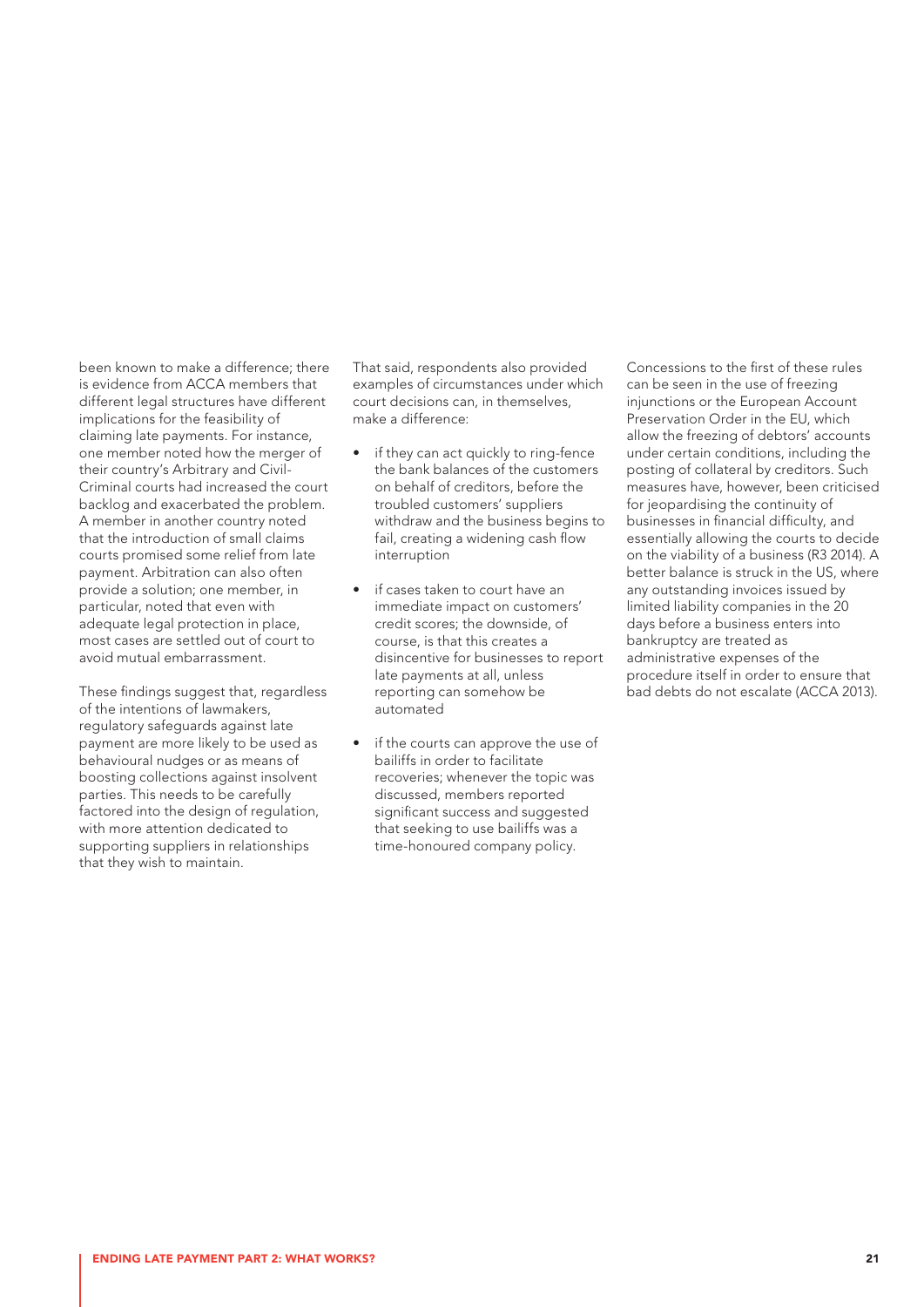been known to make a difference; there is evidence from ACCA members that different legal structures have different implications for the feasibility of claiming late payments. For instance, one member noted how the merger of their country's Arbitrary and Civil-Criminal courts had increased the court backlog and exacerbated the problem. A member in another country noted that the introduction of small claims courts promised some relief from late payment. Arbitration can also often provide a solution; one member, in particular, noted that even with adequate legal protection in place, most cases are settled out of court to avoid mutual embarrassment.

These findings suggest that, regardless of the intentions of lawmakers, regulatory safeguards against late payment are more likely to be used as behavioural nudges or as means of boosting collections against insolvent parties. This needs to be carefully factored into the design of regulation, with more attention dedicated to supporting suppliers in relationships that they wish to maintain.

That said, respondents also provided examples of circumstances under which court decisions can, in themselves, make a difference:

- if they can act quickly to ring-fence the bank balances of the customers on behalf of creditors, before the troubled customers' suppliers withdraw and the business begins to fail, creating a widening cash flow interruption
- if cases taken to court have an immediate impact on customers' credit scores; the downside, of course, is that this creates a disincentive for businesses to report late payments at all, unless reporting can somehow be automated
- if the courts can approve the use of bailiffs in order to facilitate recoveries; whenever the topic was discussed, members reported significant success and suggested that seeking to use bailiffs was a time-honoured company policy.

Concessions to the first of these rules can be seen in the use of freezing injunctions or the European Account Preservation Order in the EU, which allow the freezing of debtors' accounts under certain conditions, including the posting of collateral by creditors. Such measures have, however, been criticised for jeopardising the continuity of businesses in financial difficulty, and essentially allowing the courts to decide on the viability of a business (R3 2014). A better balance is struck in the US, where any outstanding invoices issued by limited liability companies in the 20 days before a business enters into bankruptcy are treated as administrative expenses of the procedure itself in order to ensure that bad debts do not escalate (ACCA 2013).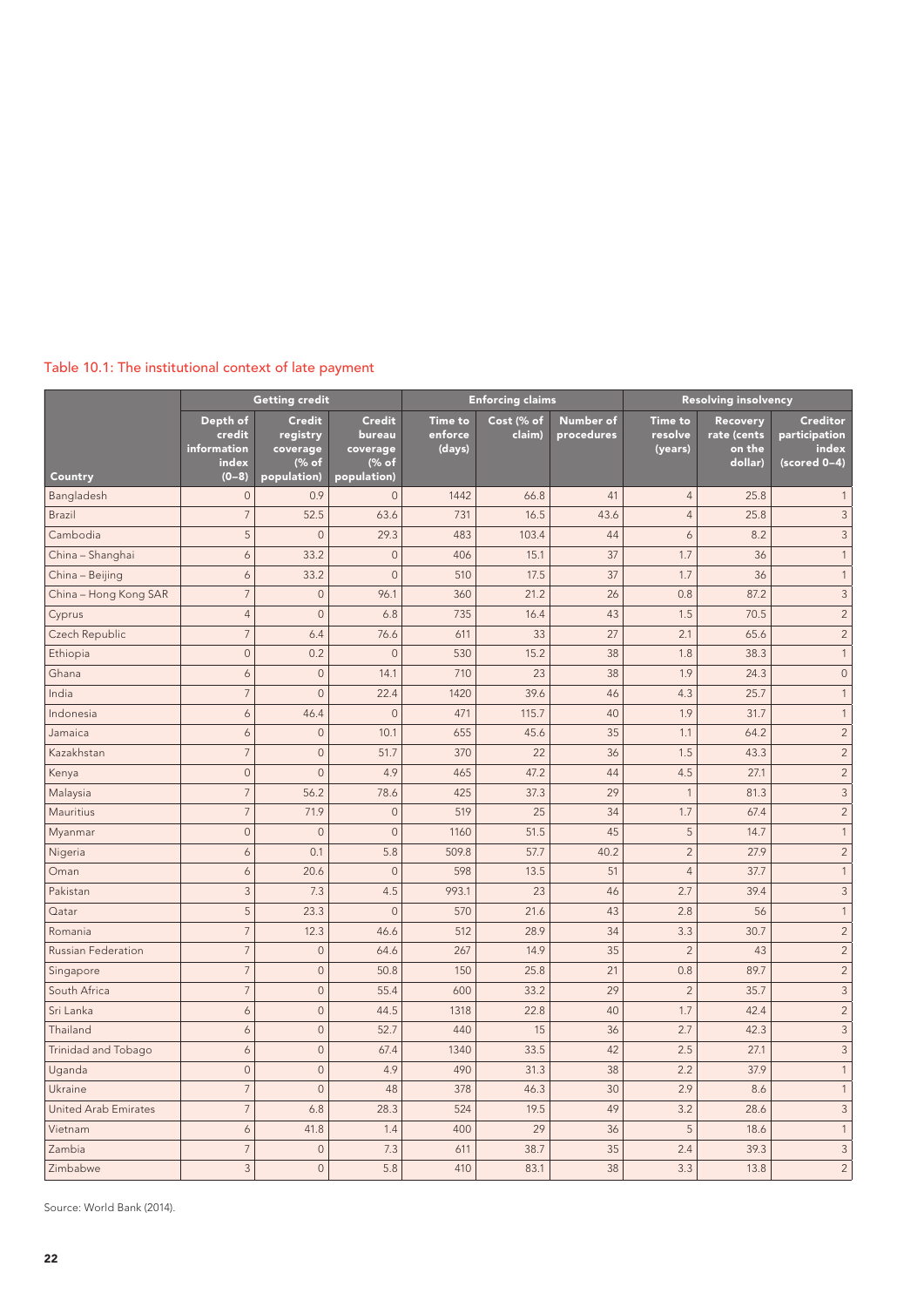Table 10.1: The institutional context of late payment

| Country | Getting credit | | | Enforcing claims | | | Resolving insolvency | | |
|---|---|---|---|---|---|---|---|---|---|
| | Depth of credit information index (0–8) | Credit registry coverage (% of population) | Credit bureau coverage (% of population) | Time to enforce (days) | Cost (% of claim) | Number of procedures | Time to resolve (years) | Recovery rate (cents on the dollar) | Creditor participation index (scored 0–4) |
| Bangladesh | 0 | 0.9 | 0 | 1442 | 66.8 | 41 | 4 | 25.8 | 1 |
| Brazil | 7 | 52.5 | 63.6 | 731 | 16.5 | 43.6 | 4 | 25.8 | 3 |
| Cambodia | 5 | 0 | 29.3 | 483 | 103.4 | 44 | 6 | 8.2 | 3 |
| China – Shanghai | 6 | 33.2 | 0 | 406 | 15.1 | 37 | 1.7 | 36 | 1 |
| China – Beijing | 6 | 33.2 | 0 | 510 | 17.5 | 37 | 1.7 | 36 | 1 |
| China – Hong Kong SAR | 7 | 0 | 96.1 | 360 | 21.2 | 26 | 0.8 | 87.2 | 3 |
| Cyprus | 4 | 0 | 6.8 | 735 | 16.4 | 43 | 1.5 | 70.5 | 2 |
| Czech Republic | 7 | 6.4 | 76.6 | 611 | 33 | 27 | 2.1 | 65.6 | 2 |
| Ethiopia | 0 | 0.2 | 0 | 530 | 15.2 | 38 | 1.8 | 38.3 | 1 |
| Ghana | 6 | 0 | 14.1 | 710 | 23 | 38 | 1.9 | 24.3 | 0 |
| India | 7 | 0 | 22.4 | 1420 | 39.6 | 46 | 4.3 | 25.7 | 1 |
| Indonesia | 6 | 46.4 | 0 | 471 | 115.7 | 40 | 1.9 | 31.7 | 1 |
| Jamaica | 6 | 0 | 10.1 | 655 | 45.6 | 35 | 1.1 | 64.2 | 2 |
| Kazakhstan | 7 | 0 | 51.7 | 370 | 22 | 36 | 1.5 | 43.3 | 2 |
| Kenya | 0 | 0 | 4.9 | 465 | 47.2 | 44 | 4.5 | 27.1 | 2 |
| Malaysia | 7 | 56.2 | 78.6 | 425 | 37.3 | 29 | 1 | 81.3 | 3 |
| Mauritius | 7 | 71.9 | 0 | 519 | 25 | 34 | 1.7 | 67.4 | 2 |
| Myanmar | 0 | 0 | 0 | 1160 | 51.5 | 45 | 5 | 14.7 | 1 |
| Nigeria | 6 | 0.1 | 5.8 | 509.8 | 57.7 | 40.2 | 2 | 27.9 | 2 |
| Oman | 6 | 20.6 | 0 | 598 | 13.5 | 51 | 4 | 37.7 | 1 |
| Pakistan | 3 | 7.3 | 4.5 | 993.1 | 23 | 46 | 2.7 | 39.4 | 3 |
| Qatar | 5 | 23.3 | 0 | 570 | 21.6 | 43 | 2.8 | 56 | 1 |
| Romania | 7 | 12.3 | 46.6 | 512 | 28.9 | 34 | 3.3 | 30.7 | 2 |
| Russian Federation | 7 | 0 | 64.6 | 267 | 14.9 | 35 | 2 | 43 | 2 |
| Singapore | 7 | 0 | 50.8 | 150 | 25.8 | 21 | 0.8 | 89.7 | 2 |
| South Africa | 7 | 0 | 55.4 | 600 | 33.2 | 29 | 2 | 35.7 | 3 |
| Sri Lanka | 6 | 0 | 44.5 | 1318 | 22.8 | 40 | 1.7 | 42.4 | 2 |
| Thailand | 6 | 0 | 52.7 | 440 | 15 | 36 | 2.7 | 42.3 | 3 |
| Trinidad and Tobago | 6 | 0 | 67.4 | 1340 | 33.5 | 42 | 2.5 | 27.1 | 3 |
| Uganda | 0 | 0 | 4.9 | 490 | 31.3 | 38 | 2.2 | 37.9 | 1 |
| Ukraine | 7 | 0 | 48 | 378 | 46.3 | 30 | 2.9 | 8.6 | 1 |
| United Arab Emirates | 7 | 6.8 | 28.3 | 524 | 19.5 | 49 | 3.2 | 28.6 | 3 |
| Vietnam | 6 | 41.8 | 1.4 | 400 | 29 | 36 | 5 | 18.6 | 1 |
| Zambia | 7 | 0 | 7.3 | 611 | 38.7 | 35 | 2.4 | 39.3 | 3 |
| Zimbabwe | 3 | 0 | 5.8 | 410 | 83.1 | 38 | 3.3 | 13.8 | 2 |

Source: World Bank (2014).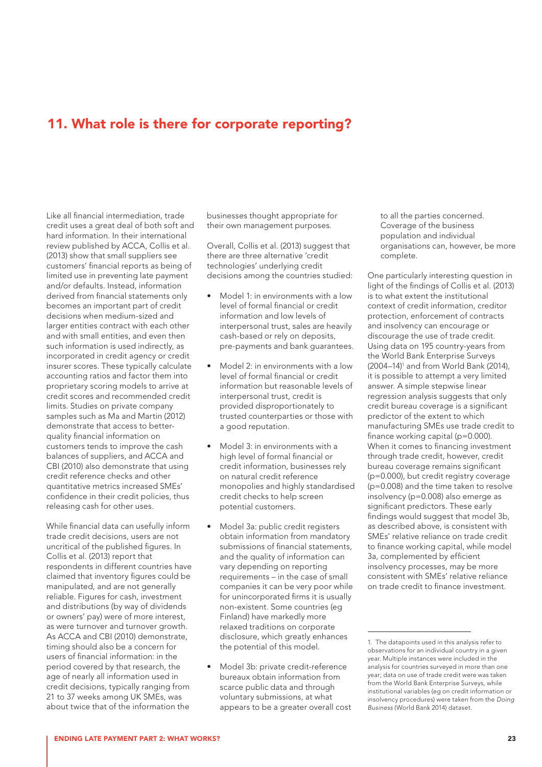## 11. What role is there for corporate reporting?

Like all financial intermediation, trade credit uses a great deal of both soft and hard information. In their international review published by ACCA, Collis et al. (2013) show that small suppliers see customers' financial reports as being of limited use in preventing late payment and/or defaults. Instead, information derived from financial statements only becomes an important part of credit decisions when medium-sized and larger entities contract with each other and with small entities, and even then such information is used indirectly, as incorporated in credit agency or credit insurer scores. These typically calculate accounting ratios and factor them into proprietary scoring models to arrive at credit scores and recommended credit limits. Studies on private company samples such as Ma and Martin (2012) demonstrate that access to better-quality financial information on customers tends to improve the cash balances of suppliers, and ACCA and CBI (2010) also demonstrate that using credit reference checks and other quantitative metrics increased SMEs' confidence in their credit policies, thus releasing cash for other uses.

While financial data can usefully inform trade credit decisions, users are not uncritical of the published figures. In Collis et al. (2013) report that respondents in different countries have claimed that inventory figures could be manipulated, and are not generally reliable. Figures for cash, investment and distributions (by way of dividends or owners' pay) were of more interest, as were turnover and turnover growth. As ACCA and CBI (2010) demonstrate, timing should also be a concern for users of financial information: in the period covered by that research, the age of nearly all information used in credit decisions, typically ranging from 21 to 37 weeks among UK SMEs, was about twice that of the information the businesses thought appropriate for their own management purposes.

Overall, Collis et al. (2013) suggest that there are three alternative 'credit technologies' underlying credit decisions among the countries studied:

- Model 1: in environments with a low level of formal financial or credit information and low levels of interpersonal trust, sales are heavily cash-based or rely on deposits, pre-payments and bank guarantees.
- Model 2: in environments with a low level of formal financial or credit information but reasonable levels of interpersonal trust, credit is provided disproportionately to trusted counterparties or those with a good reputation.
- Model 3: in environments with a high level of formal financial or credit information, businesses rely on natural credit reference monopolies and highly standardised credit checks to help screen potential customers.
- Model 3a: public credit registers obtain information from mandatory submissions of financial statements, and the quality of information can vary depending on reporting requirements – in the case of small companies it can be very poor while for unincorporated firms it is usually non-existent. Some countries (eg Finland) have markedly more relaxed traditions on corporate disclosure, which greatly enhances the potential of this model.
- Model 3b: private credit-reference bureaux obtain information from scarce public data and through voluntary submissions, at what appears to be a greater overall cost to all the parties concerned. Coverage of the business population and individual organisations can, however, be more complete.

One particularly interesting question in light of the findings of Collis et al. (2013) is to what extent the institutional context of credit information, creditor protection, enforcement of contracts and insolvency can encourage or discourage the use of trade credit. Using data on 195 country-years from the World Bank Enterprise Surveys (2004–14)[1] and from World Bank (2014), it is possible to attempt a very limited answer. A simple stepwise linear regression analysis suggests that only credit bureau coverage is a significant predictor of the extent to which manufacturing SMEs use trade credit to finance working capital ($p=0.000$). When it comes to financing investment through trade credit, however, credit bureau coverage remains significant ($p=0.000$), but credit registry coverage ($p=0.008$) and the time taken to resolve insolvency ($p=0.008$) also emerge as significant predictors. These early findings would suggest that model 3b, as described above, is consistent with SMEs' relative reliance on trade credit to finance working capital, while model 3a, complemented by efficient insolvency processes, may be more consistent with SMEs' relative reliance on trade credit to finance investment.

---

1. The datapoints used in this analysis refer to observations for an individual country in a given year. Multiple instances were included in the analysis for countries surveyed in more than one year; data on use of trade credit were was taken from the World Bank Enterprise Surveys, while institutional variables (eg on credit information or insolvency procedures) were taken from the *Doing Business* (World Bank 2014) dataset.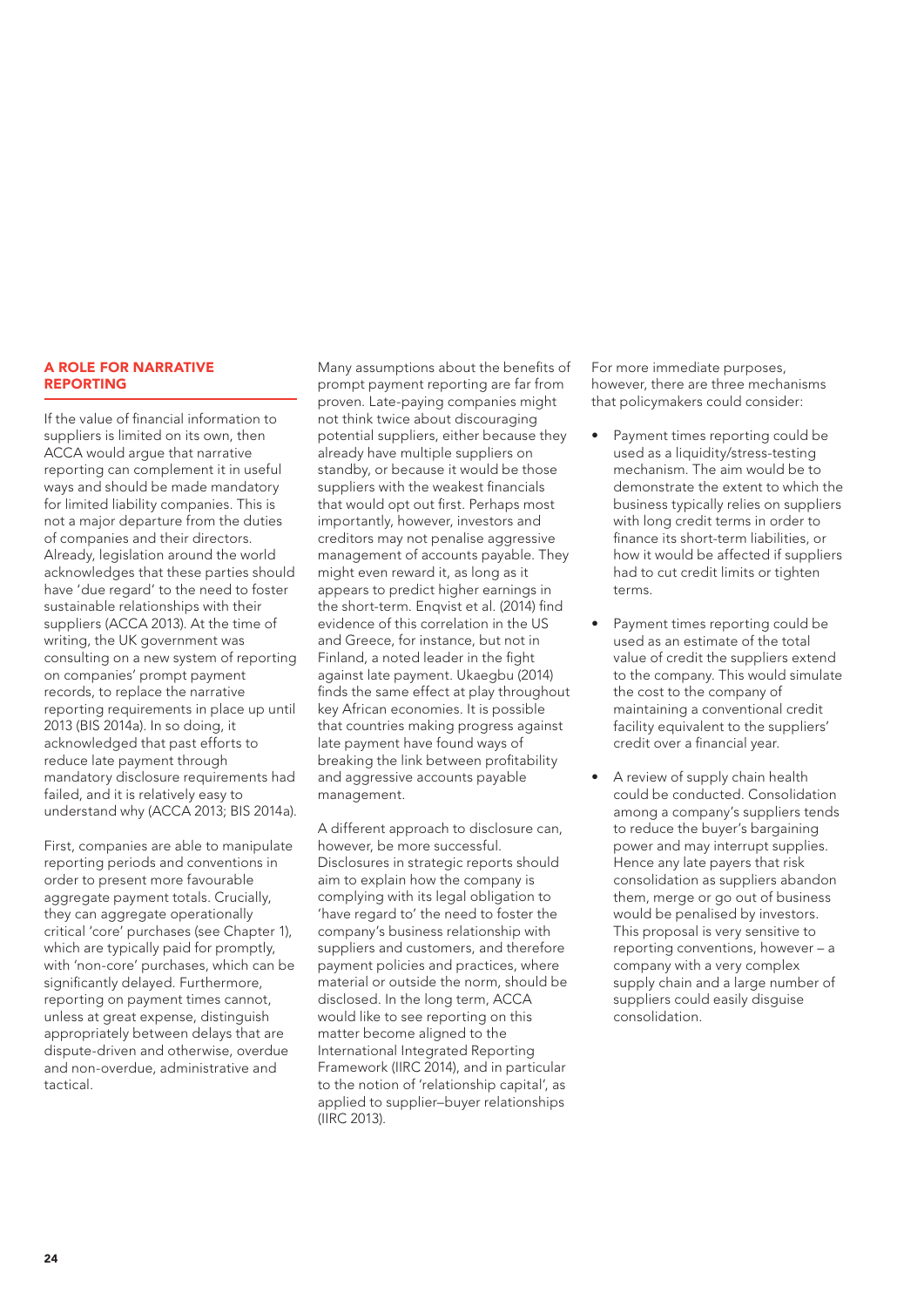## A ROLE FOR NARRATIVE REPORTING

If the value of financial information to suppliers is limited on its own, then ACCA would argue that narrative reporting can complement it in useful ways and should be made mandatory for limited liability companies. This is not a major departure from the duties of companies and their directors. Already, legislation around the world acknowledges that these parties should have 'due regard' to the need to foster sustainable relationships with their suppliers (ACCA 2013). At the time of writing, the UK government was consulting on a new system of reporting on companies' prompt payment records, to replace the narrative reporting requirements in place up until 2013 (BIS 2014a). In so doing, it acknowledged that past efforts to reduce late payment through mandatory disclosure requirements had failed, and it is relatively easy to understand why (ACCA 2013; BIS 2014a).

First, companies are able to manipulate reporting periods and conventions in order to present more favourable aggregate payment totals. Crucially, they can aggregate operationally critical 'core' purchases (see Chapter 1), which are typically paid for promptly, with 'non-core' purchases, which can be significantly delayed. Furthermore, reporting on payment times cannot, unless at great expense, distinguish appropriately between delays that are dispute-driven and otherwise, overdue and non-overdue, administrative and tactical.

Many assumptions about the benefits of prompt payment reporting are far from proven. Late-paying companies might not think twice about discouraging potential suppliers, either because they already have multiple suppliers on standby, or because it would be those suppliers with the weakest financials that would opt out first. Perhaps most importantly, however, investors and creditors may not penalise aggressive management of accounts payable. They might even reward it, as long as it appears to predict higher earnings in the short-term. Enqvist et al. (2014) find evidence of this correlation in the US and Greece, for instance, but not in Finland, a noted leader in the fight against late payment. Ukaegbu (2014) finds the same effect at play throughout key African economies. It is possible that countries making progress against late payment have found ways of breaking the link between profitability and aggressive accounts payable management.

A different approach to disclosure can, however, be more successful. Disclosures in strategic reports should aim to explain how the company is complying with its legal obligation to 'have regard to' the need to foster the company's business relationship with suppliers and customers, and therefore payment policies and practices, where material or outside the norm, should be disclosed. In the long term, ACCA would like to see reporting on this matter become aligned to the International Integrated Reporting Framework (IIRC 2014), and in particular to the notion of 'relationship capital', as applied to supplier–buyer relationships (IIRC 2013).

For more immediate purposes, however, there are three mechanisms that policymakers could consider:

- Payment times reporting could be used as a liquidity/stress-testing mechanism. The aim would be to demonstrate the extent to which the business typically relies on suppliers with long credit terms in order to finance its short-term liabilities, or how it would be affected if suppliers had to cut credit limits or tighten terms.
- Payment times reporting could be used as an estimate of the total value of credit the suppliers extend to the company. This would simulate the cost to the company of maintaining a conventional credit facility equivalent to the suppliers' credit over a financial year.
- A review of supply chain health could be conducted. Consolidation among a company's suppliers tends to reduce the buyer's bargaining power and may interrupt supplies. Hence any late payers that risk consolidation as suppliers abandon them, merge or go out of business would be penalised by investors. This proposal is very sensitive to reporting conventions, however – a company with a very complex supply chain and a large number of suppliers could easily disguise consolidation.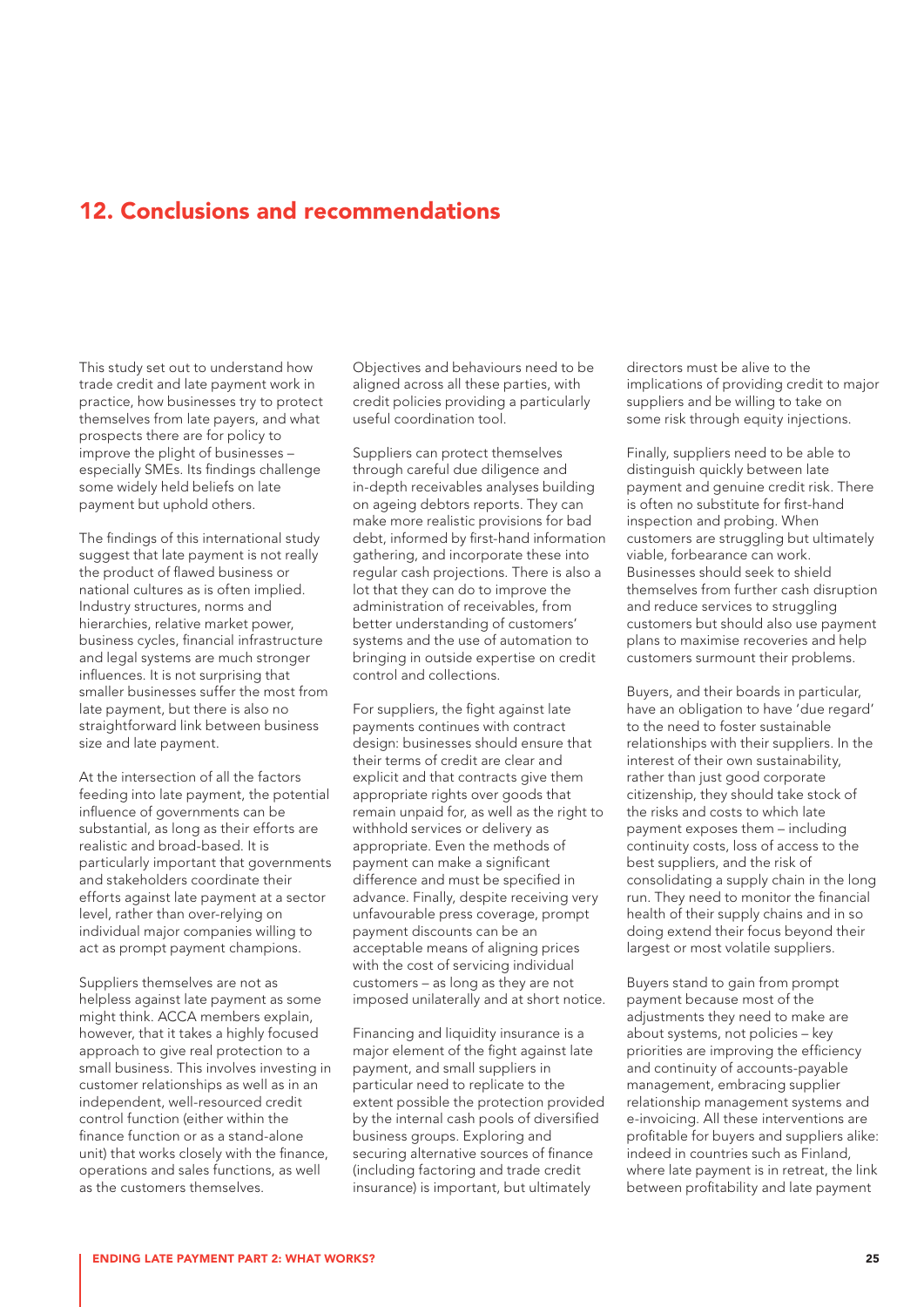## 12. Conclusions and recommendations

This study set out to understand how trade credit and late payment work in practice, how businesses try to protect themselves from late payers, and what prospects there are for policy to improve the plight of businesses – especially SMEs. Its findings challenge some widely held beliefs on late payment but uphold others.

The findings of this international study suggest that late payment is not really the product of flawed business or national cultures as is often implied. Industry structures, norms and hierarchies, relative market power, business cycles, financial infrastructure and legal systems are much stronger influences. It is not surprising that smaller businesses suffer the most from late payment, but there is also no straightforward link between business size and late payment.

At the intersection of all the factors feeding into late payment, the potential influence of governments can be substantial, as long as their efforts are realistic and broad-based. It is particularly important that governments and stakeholders coordinate their efforts against late payment at a sector level, rather than over-relying on individual major companies willing to act as prompt payment champions.

Suppliers themselves are not as helpless against late payment as some might think. ACCA members explain, however, that it takes a highly focused approach to give real protection to a small business. This involves investing in customer relationships as well as in an independent, well-resourced credit control function (either within the finance function or as a stand-alone unit) that works closely with the finance, operations and sales functions, as well as the customers themselves.

Objectives and behaviours need to be aligned across all these parties, with credit policies providing a particularly useful coordination tool.

Suppliers can protect themselves through careful due diligence and in-depth receivables analyses building on ageing debtors reports. They can make more realistic provisions for bad debt, informed by first-hand information gathering, and incorporate these into regular cash projections. There is also a lot that they can do to improve the administration of receivables, from better understanding of customers' systems and the use of automation to bringing in outside expertise on credit control and collections.

For suppliers, the fight against late payments continues with contract design: businesses should ensure that their terms of credit are clear and explicit and that contracts give them appropriate rights over goods that remain unpaid for, as well as the right to withhold services or delivery as appropriate. Even the methods of payment can make a significant difference and must be specified in advance. Finally, despite receiving very unfavourable press coverage, prompt payment discounts can be an acceptable means of aligning prices with the cost of servicing individual customers – as long as they are not imposed unilaterally and at short notice.

Financing and liquidity insurance is a major element of the fight against late payment, and small suppliers in particular need to replicate to the extent possible the protection provided by the internal cash pools of diversified business groups. Exploring and securing alternative sources of finance (including factoring and trade credit insurance) is important, but ultimately directors must be alive to the implications of providing credit to major suppliers and be willing to take on some risk through equity injections.

Finally, suppliers need to be able to distinguish quickly between late payment and genuine credit risk. There is often no substitute for first-hand inspection and probing. When customers are struggling but ultimately viable, forbearance can work. Businesses should seek to shield themselves from further cash disruption and reduce services to struggling customers but should also use payment plans to maximise recoveries and help customers surmount their problems.

Buyers, and their boards in particular, have an obligation to have 'due regard' to the need to foster sustainable relationships with their suppliers. In the interest of their own sustainability, rather than just good corporate citizenship, they should take stock of the risks and costs to which late payment exposes them – including continuity costs, loss of access to the best suppliers, and the risk of consolidating a supply chain in the long run. They need to monitor the financial health of their supply chains and in so doing extend their focus beyond their largest or most volatile suppliers.

Buyers stand to gain from prompt payment because most of the adjustments they need to make are about systems, not policies – key priorities are improving the efficiency and continuity of accounts-payable management, embracing supplier relationship management systems and e-invoicing. All these interventions are profitable for buyers and suppliers alike: indeed in countries such as Finland, where late payment is in retreat, the link between profitability and late payment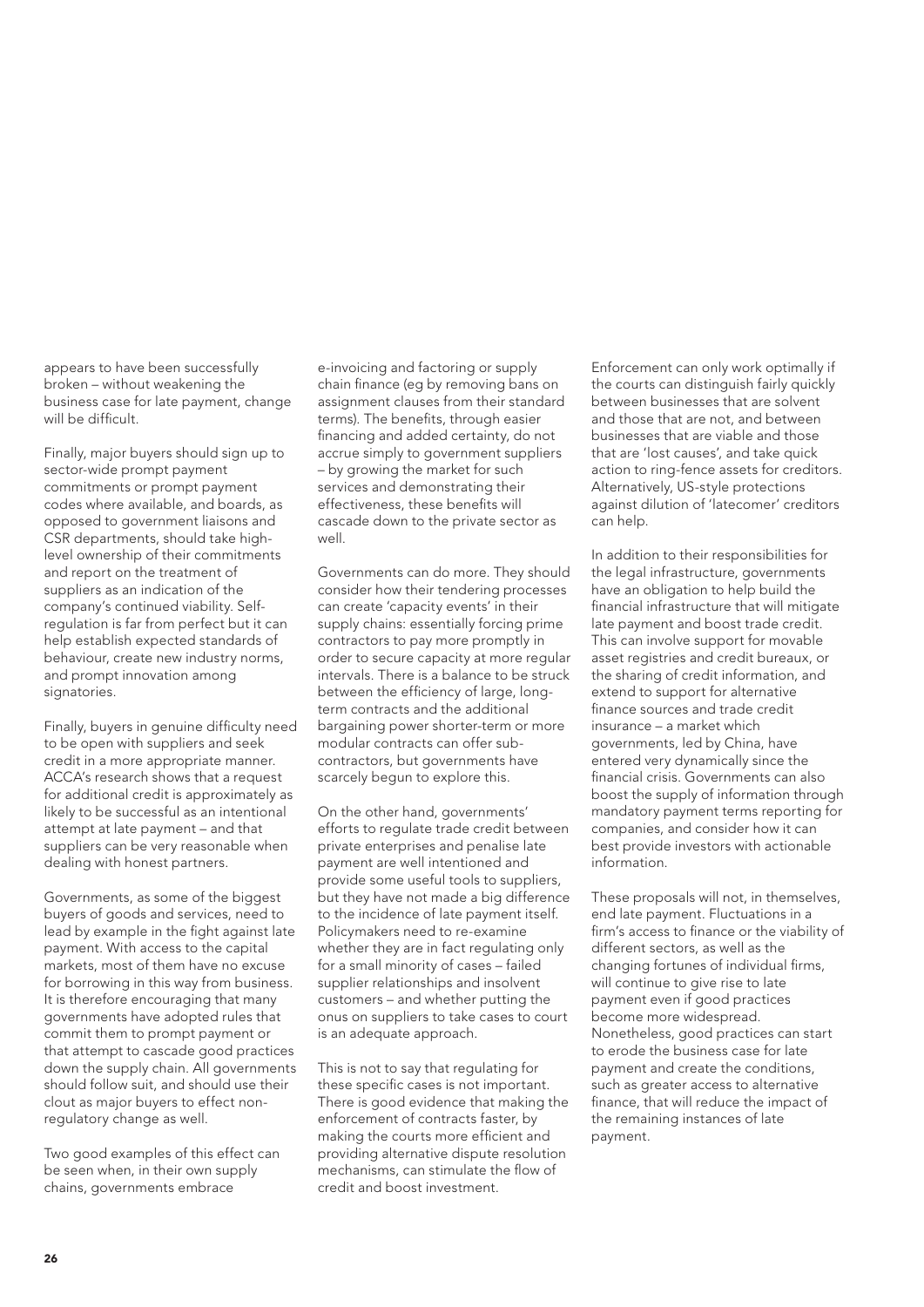appears to have been successfully broken – without weakening the business case for late payment, change will be difficult.

Finally, major buyers should sign up to sector-wide prompt payment commitments or prompt payment codes where available, and boards, as opposed to government liaisons and CSR departments, should take high-level ownership of their commitments and report on the treatment of suppliers as an indication of the company's continued viability. Self-regulation is far from perfect but it can help establish expected standards of behaviour, create new industry norms, and prompt innovation among signatories.

Finally, buyers in genuine difficulty need to be open with suppliers and seek credit in a more appropriate manner. ACCA's research shows that a request for additional credit is approximately as likely to be successful as an intentional attempt at late payment – and that suppliers can be very reasonable when dealing with honest partners.

Governments, as some of the biggest buyers of goods and services, need to lead by example in the fight against late payment. With access to the capital markets, most of them have no excuse for borrowing in this way from business. It is therefore encouraging that many governments have adopted rules that commit them to prompt payment or that attempt to cascade good practices down the supply chain. All governments should follow suit, and should use their clout as major buyers to effect non-regulatory change as well.

Two good examples of this effect can be seen when, in their own supply chains, governments embrace e-invoicing and factoring or supply chain finance (eg by removing bans on assignment clauses from their standard terms). The benefits, through easier financing and added certainty, do not accrue simply to government suppliers – by growing the market for such services and demonstrating their effectiveness, these benefits will cascade down to the private sector as well.

Governments can do more. They should consider how their tendering processes can create 'capacity events' in their supply chains: essentially forcing prime contractors to pay more promptly in order to secure capacity at more regular intervals. There is a balance to be struck between the efficiency of large, long-term contracts and the additional bargaining power shorter-term or more modular contracts can offer sub-contractors, but governments have scarcely begun to explore this.

On the other hand, governments' efforts to regulate trade credit between private enterprises and penalise late payment are well intentioned and provide some useful tools to suppliers, but they have not made a big difference to the incidence of late payment itself. Policymakers need to re-examine whether they are in fact regulating only for a small minority of cases – failed supplier relationships and insolvent customers – and whether putting the onus on suppliers to take cases to court is an adequate approach.

This is not to say that regulating for these specific cases is not important. There is good evidence that making the enforcement of contracts faster, by making the courts more efficient and providing alternative dispute resolution mechanisms, can stimulate the flow of credit and boost investment.

Enforcement can only work optimally if the courts can distinguish fairly quickly between businesses that are solvent and those that are not, and between businesses that are viable and those that are 'lost causes', and take quick action to ring-fence assets for creditors. Alternatively, US-style protections against dilution of 'latecomer' creditors can help.

In addition to their responsibilities for the legal infrastructure, governments have an obligation to help build the financial infrastructure that will mitigate late payment and boost trade credit. This can involve support for movable asset registries and credit bureaux, or the sharing of credit information, and extend to support for alternative finance sources and trade credit insurance – a market which governments, led by China, have entered very dynamically since the financial crisis. Governments can also boost the supply of information through mandatory payment terms reporting for companies, and consider how it can best provide investors with actionable information.

These proposals will not, in themselves, end late payment. Fluctuations in a firm's access to finance or the viability of different sectors, as well as the changing fortunes of individual firms, will continue to give rise to late payment even if good practices become more widespread. Nonetheless, good practices can start to erode the business case for late payment and create the conditions, such as greater access to alternative finance, that will reduce the impact of the remaining instances of late payment.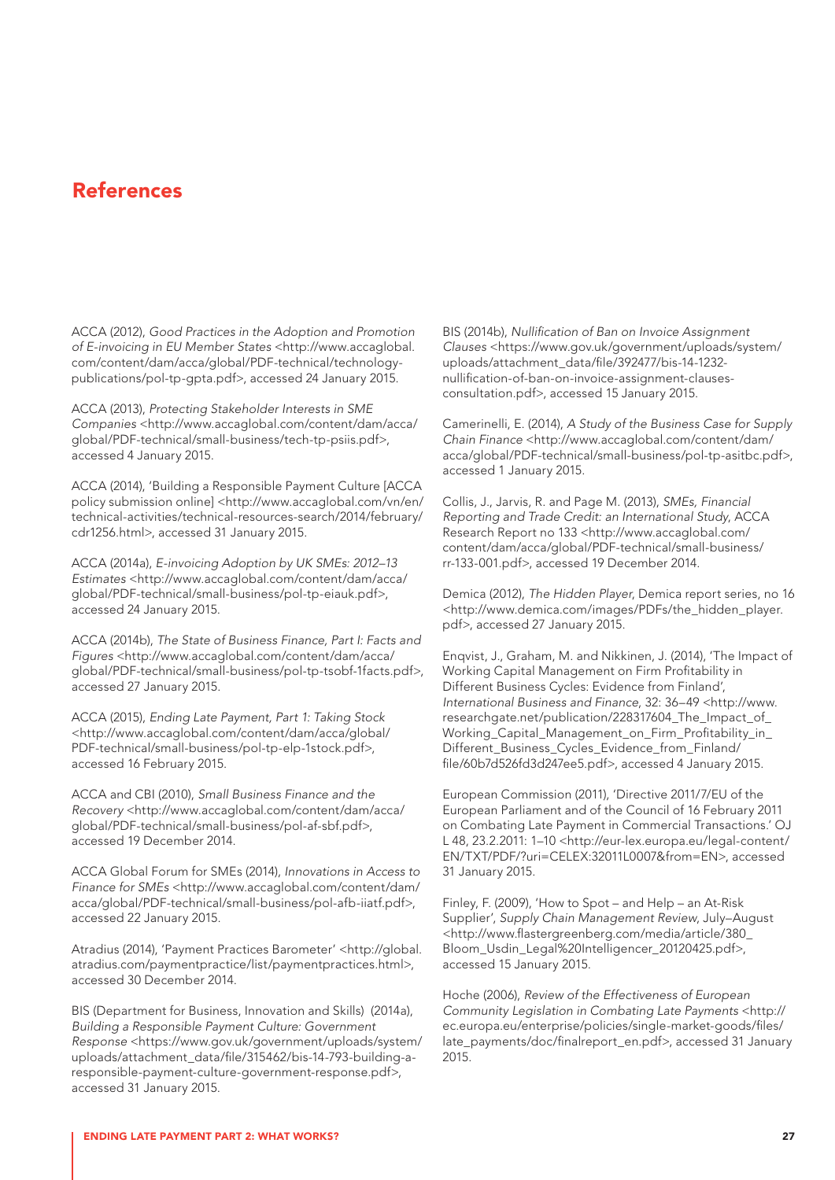# References

ACCA (2012), *Good Practices in the Adoption and Promotion of E-invoicing in EU Member States* <http://www.accaglobal.com/content/dam/acca/global/PDF-technical/technology-publications/pol-tp-gpta.pdf>, accessed 24 January 2015.

ACCA (2013), *Protecting Stakeholder Interests in SME Companies* <http://www.accaglobal.com/content/dam/acca/global/PDF-technical/small-business/tech-tp-psiis.pdf>, accessed 4 January 2015.

ACCA (2014), 'Building a Responsible Payment Culture [ACCA policy submission online] <http://www.accaglobal.com/vn/en/technical-activities/technical-resources-search/2014/february/cdr1256.html>, accessed 31 January 2015.

ACCA (2014a), *E-invoicing Adoption by UK SMEs: 2012–13 Estimates* <http://www.accaglobal.com/content/dam/acca/global/PDF-technical/small-business/pol-tp-eiauk.pdf>, accessed 24 January 2015.

ACCA (2014b), *The State of Business Finance, Part I: Facts and Figures* <http://www.accaglobal.com/content/dam/acca/global/PDF-technical/small-business/pol-tp-tsobf-1facts.pdf>, accessed 27 January 2015.

ACCA (2015), *Ending Late Payment, Part 1: Taking Stock* <http://www.accaglobal.com/content/dam/acca/global/PDF-technical/small-business/pol-tp-elp-1stock.pdf>, accessed 16 February 2015.

ACCA and CBI (2010), *Small Business Finance and the Recovery* <http://www.accaglobal.com/content/dam/acca/global/PDF-technical/small-business/pol-af-sbf.pdf>, accessed 19 December 2014.

ACCA Global Forum for SMEs (2014), *Innovations in Access to Finance for SMEs* <http://www.accaglobal.com/content/dam/acca/global/PDF-technical/small-business/pol-afb-iiatf.pdf>, accessed 22 January 2015.

Atradius (2014), 'Payment Practices Barometer' <http://global.atradius.com/paymentpractice/list/paymentpractices.html>, accessed 30 December 2014.

BIS (Department for Business, Innovation and Skills) (2014a), *Building a Responsible Payment Culture: Government Response* <https://www.gov.uk/government/uploads/system/uploads/attachment_data/file/315462/bis-14-793-building-a-responsible-payment-culture-government-response.pdf>, accessed 31 January 2015.

BIS (2014b), *Nullification of Ban on Invoice Assignment Clauses* <https://www.gov.uk/government/uploads/system/uploads/attachment_data/file/392477/bis-14-1232-nullification-of-ban-on-invoice-assignment-clauses-consultation.pdf>, accessed 15 January 2015.

Camerinelli, E. (2014), *A Study of the Business Case for Supply Chain Finance* <http://www.accaglobal.com/content/dam/acca/global/PDF-technical/small-business/pol-tp-asitbc.pdf>, accessed 1 January 2015.

Collis, J., Jarvis, R. and Page M. (2013), *SMEs, Financial Reporting and Trade Credit: an International Study*, ACCA Research Report no 133 <http://www.accaglobal.com/content/dam/acca/global/PDF-technical/small-business/rr-133-001.pdf>, accessed 19 December 2014.

Demica (2012), *The Hidden Player*, Demica report series, no 16 <http://www.demica.com/images/PDFs/the_hidden_player.pdf>, accessed 27 January 2015.

Enqvist, J., Graham, M. and Nikkinen, J. (2014), 'The Impact of Working Capital Management on Firm Profitability in Different Business Cycles: Evidence from Finland', *International Business and Finance*, 32: 36–49 <http://www.researchgate.net/publication/228317604_The_Impact_of_Working_Capital_Management_on_Firm_Profitability_in_Different_Business_Cycles_Evidence_from_Finland/file/60b7d526fd3d247ee5.pdf>, accessed 4 January 2015.

European Commission (2011), 'Directive 2011/7/EU of the European Parliament and of the Council of 16 February 2011 on Combating Late Payment in Commercial Transactions.' OJ L 48, 23.2.2011: 1–10 <http://eur-lex.europa.eu/legal-content/EN/TXT/PDF/?uri=CELEX:32011L0007&from=EN>, accessed 31 January 2015.

Finley, F. (2009), 'How to Spot – and Help – an At-Risk Supplier', *Supply Chain Management Review*, July–August <http://www.flastergreenberg.com/media/article/380_Bloom_Usdin_Legal%20Intelligencer_20120425.pdf>, accessed 15 January 2015.

Hoche (2006), *Review of the Effectiveness of European Community Legislation in Combating Late Payments* <http://ec.europa.eu/enterprise/policies/single-market-goods/files/late_payments/doc/finalreport_en.pdf>, accessed 31 January 2015.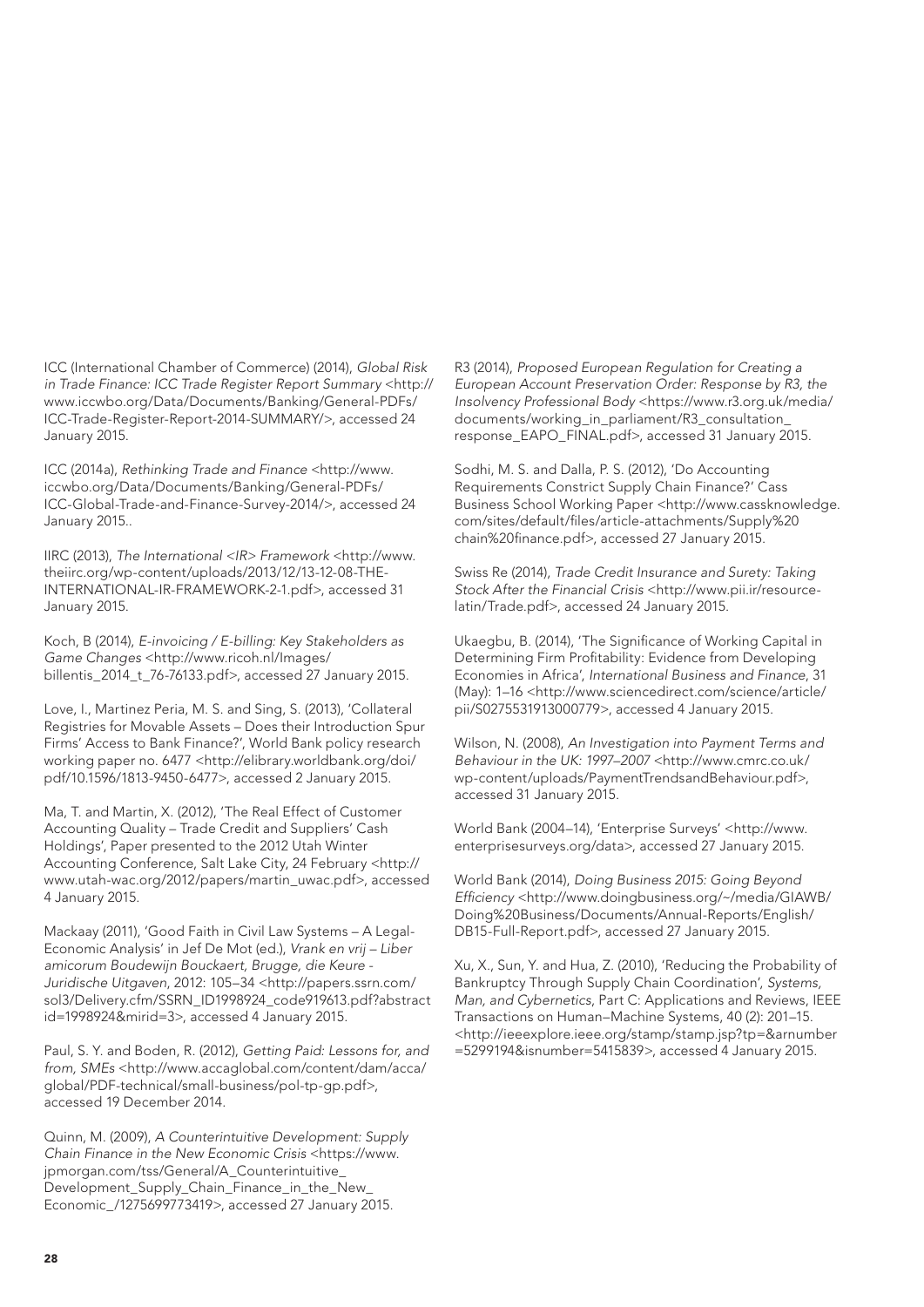ICC (International Chamber of Commerce) (2014), *Global Risk in Trade Finance: ICC Trade Register Report Summary* <http://www.iccwbo.org/Data/Documents/Banking/General-PDFs/ICC-Trade-Register-Report-2014-SUMMARY/>, accessed 24 January 2015.

ICC (2014a), *Rethinking Trade and Finance* <http://www.iccwbo.org/Data/Documents/Banking/General-PDFs/ICC-Global-Trade-and-Finance-Survey-2014/>, accessed 24 January 2015..

IIRC (2013), *The International <IR> Framework* <http://www.theiirc.org/wp-content/uploads/2013/12/13-12-08-THE-INTERNATIONAL-IR-FRAMEWORK-2-1.pdf>, accessed 31 January 2015.

Koch, B (2014), *E-invoicing / E-billing: Key Stakeholders as Game Changes* <http://www.ricoh.nl/Images/billentis_2014_t_76-76133.pdf>, accessed 27 January 2015.

Love, I., Martinez Peria, M. S. and Sing, S. (2013), 'Collateral Registries for Movable Assets – Does their Introduction Spur Firms' Access to Bank Finance?', World Bank policy research working paper no. 6477 <http://elibrary.worldbank.org/doi/pdf/10.1596/1813-9450-6477>, accessed 2 January 2015.

Ma, T. and Martin, X. (2012), 'The Real Effect of Customer Accounting Quality – Trade Credit and Suppliers' Cash Holdings', Paper presented to the 2012 Utah Winter Accounting Conference, Salt Lake City, 24 February <http://www.utah-wac.org/2012/papers/martin_uwac.pdf>, accessed 4 January 2015.

Mackaay (2011), 'Good Faith in Civil Law Systems – A Legal-Economic Analysis' in Jef De Mot (ed.), *Vrank en vrij – Liber amicorum Boudewijn Bouckaert, Brugge, die Keure - Juridische Uitgaven*, 2012: 105–34 <http://papers.ssrn.com/sol3/Delivery.cfm/SSRN_ID1998924_code919613.pdf?abstractid=1998924&mirid=3>, accessed 4 January 2015.

Paul, S. Y. and Boden, R. (2012), *Getting Paid: Lessons for, and from, SMEs* <http://www.accaglobal.com/content/dam/acca/global/PDF-technical/small-business/pol-tp-gp.pdf>, accessed 19 December 2014.

Quinn, M. (2009), *A Counterintuitive Development: Supply Chain Finance in the New Economic Crisis* <https://www.jpmorgan.com/tss/General/A_Counterintuitive_Development_Supply_Chain_Finance_in_the_New_Economic_/1275699773419>, accessed 27 January 2015.

R3 (2014), *Proposed European Regulation for Creating a European Account Preservation Order: Response by R3, the Insolvency Professional Body* <https://www.r3.org.uk/media/documents/working_in_parliament/R3_consultation_response_EAPO_FINAL.pdf>, accessed 31 January 2015.

Sodhi, M. S. and Dalla, P. S. (2012), 'Do Accounting Requirements Constrict Supply Chain Finance?' Cass Business School Working Paper <http://www.cassknowledge.com/sites/default/files/article-attachments/Supply%20chain%20finance.pdf>, accessed 27 January 2015.

Swiss Re (2014), *Trade Credit Insurance and Surety: Taking Stock After the Financial Crisis* <http://www.pii.ir/resource-latin/Trade.pdf>, accessed 24 January 2015.

Ukaegbu, B. (2014), 'The Significance of Working Capital in Determining Firm Profitability: Evidence from Developing Economies in Africa', *International Business and Finance*, 31 (May): 1–16 <http://www.sciencedirect.com/science/article/pii/S0275531913000779>, accessed 4 January 2015.

Wilson, N. (2008), *An Investigation into Payment Terms and Behaviour in the UK: 1997–2007* <http://www.cmrc.co.uk/wp-content/uploads/PaymentTrendsandBehaviour.pdf>, accessed 31 January 2015.

World Bank (2004–14), 'Enterprise Surveys' <http://www.enterprisesurveys.org/data>, accessed 27 January 2015.

World Bank (2014), *Doing Business 2015: Going Beyond Efficiency* <http://www.doingbusiness.org/~/media/GIAWB/Doing%20Business/Documents/Annual-Reports/English/DB15-Full-Report.pdf>, accessed 27 January 2015.

Xu, X., Sun, Y. and Hua, Z. (2010), 'Reducing the Probability of Bankruptcy Through Supply Chain Coordination', *Systems, Man, and Cybernetics*, Part C: Applications and Reviews, IEEE Transactions on Human–Machine Systems, 40 (2): 201–15. <http://ieeexplore.ieee.org/stamp/stamp.jsp?tp=&arnumber=5299194&isnumber=5415839>, accessed 4 January 2015.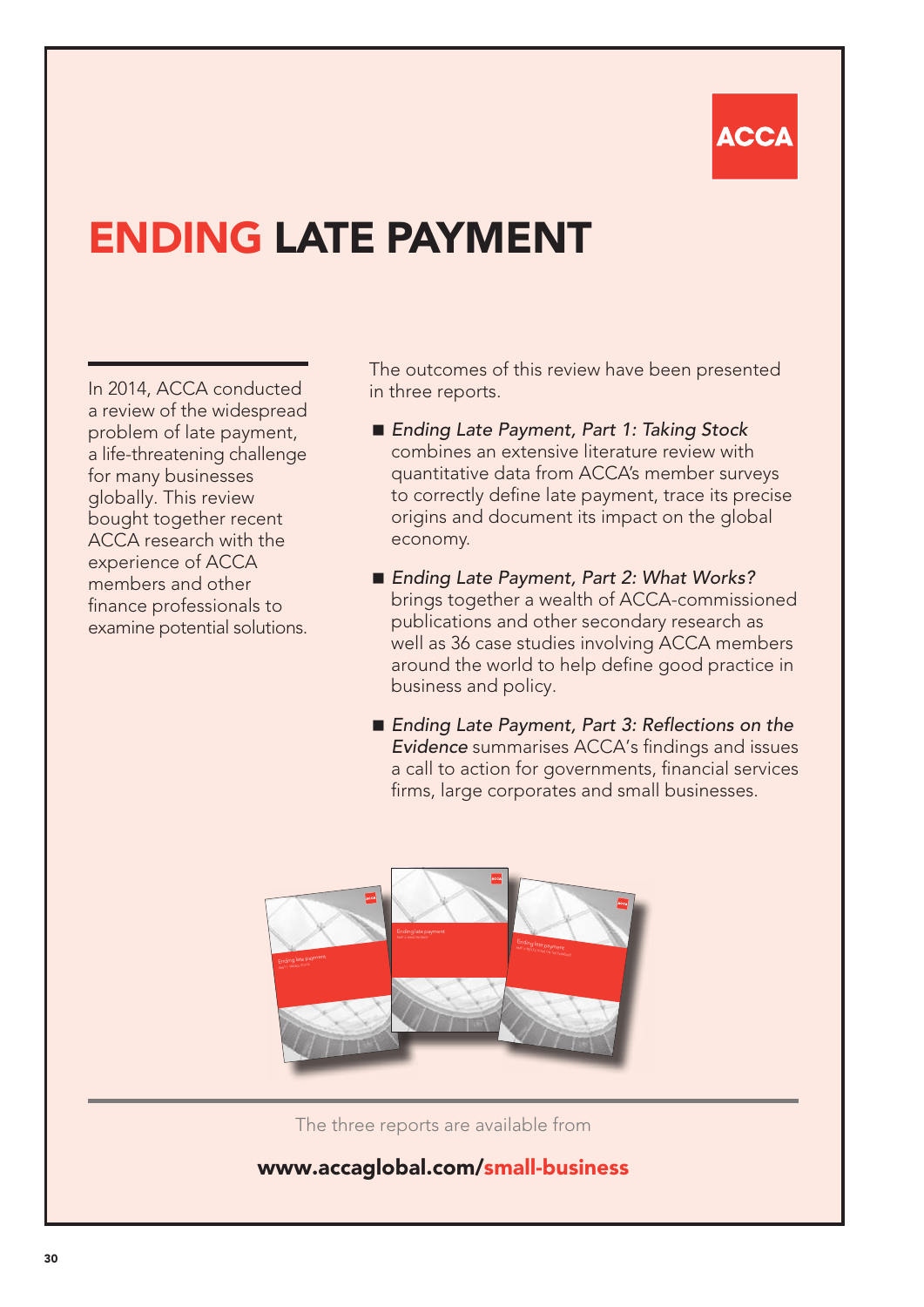ACCA

# ENDING LATE PAYMENT

In 2014, ACCA conducted a review of the widespread problem of late payment, a life-threatening challenge for many businesses globally. This review bought together recent ACCA research with the experience of ACCA members and other finance professionals to examine potential solutions.

The outcomes of this review have been presented in three reports.

- *Ending Late Payment, Part 1: Taking Stock* combines an extensive literature review with quantitative data from ACCA's member surveys to correctly define late payment, trace its precise origins and document its impact on the global economy.
- *Ending Late Payment, Part 2: What Works?* brings together a wealth of ACCA-commissioned publications and other secondary research as well as 36 case studies involving ACCA members around the world to help define good practice in business and policy.
- *Ending Late Payment, Part 3: Reflections on the Evidence* summarises ACCA's findings and issues a call to action for governments, financial services firms, large corporates and small businesses.

The three reports are available from

**www.accaglobal.com/small-business**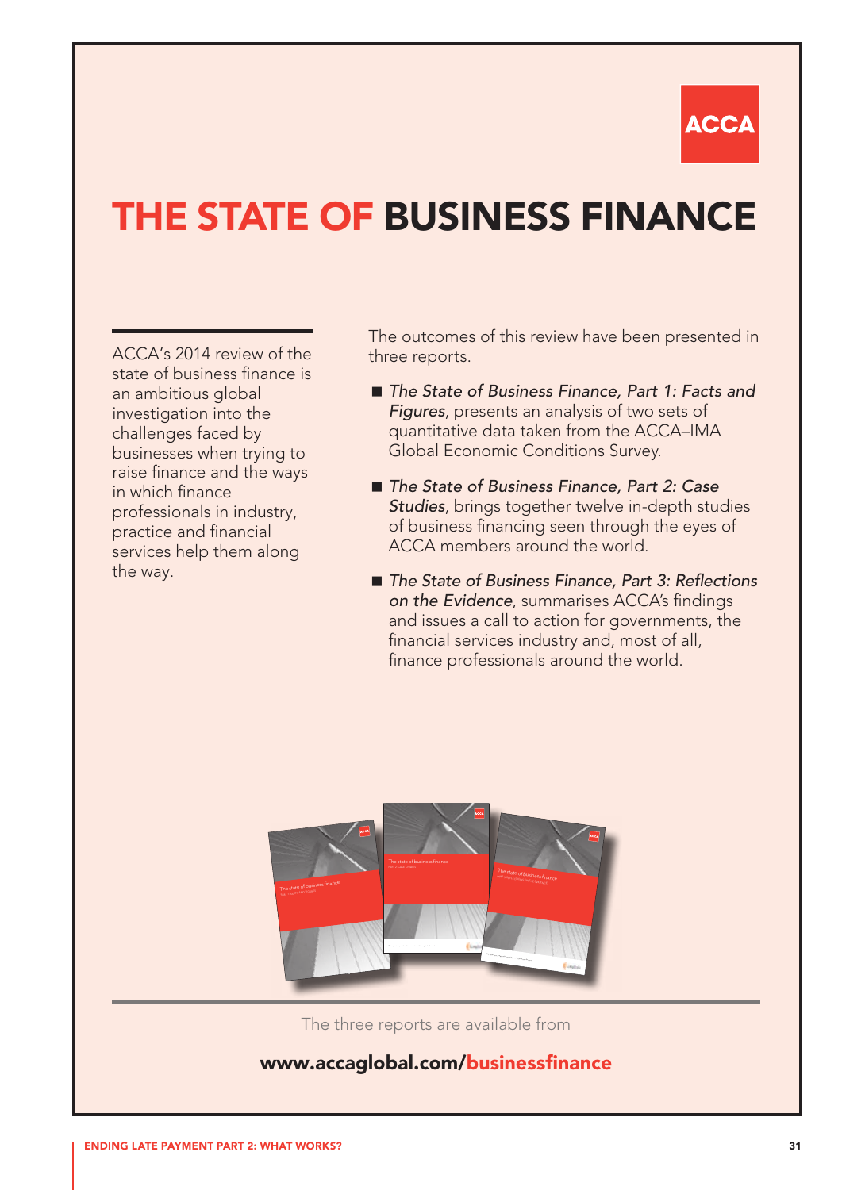ACCA

# THE STATE OF BUSINESS FINANCE

ACCA's 2014 review of the state of business finance is an ambitious global investigation into the challenges faced by businesses when trying to raise finance and the ways in which finance professionals in industry, practice and financial services help them along the way.

The outcomes of this review have been presented in three reports.

- *The State of Business Finance, Part 1: Facts and Figures*, presents an analysis of two sets of quantitative data taken from the ACCA–IMA Global Economic Conditions Survey.
- *The State of Business Finance, Part 2: Case Studies*, brings together twelve in-depth studies of business financing seen through the eyes of ACCA members around the world.
- *The State of Business Finance, Part 3: Reflections on the Evidence*, summarises ACCA's findings and issues a call to action for governments, the financial services industry and, most of all, finance professionals around the world.

The three reports are available from

**www.accaglobal.com/businessfinance**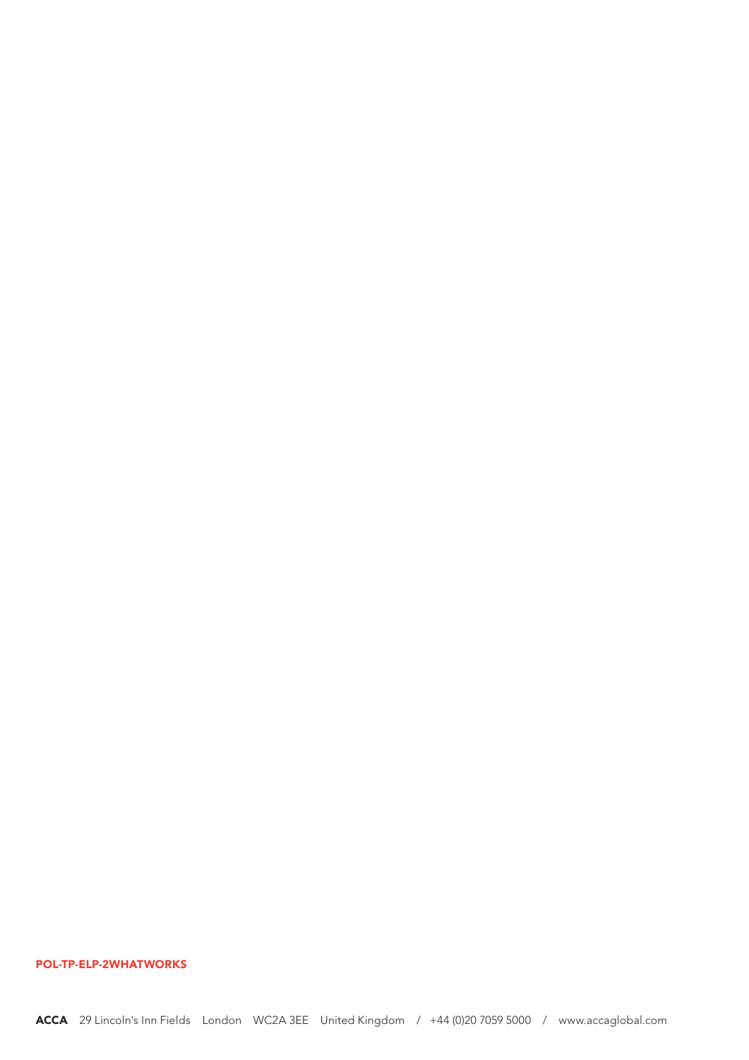**POL-TP-ELP-2WHATWORKS**

**ACCA** 29 Lincoln's Inn Fields London WC2A 3EE United Kingdom / +44 (0)20 7059 5000 / www.accaglobal.com